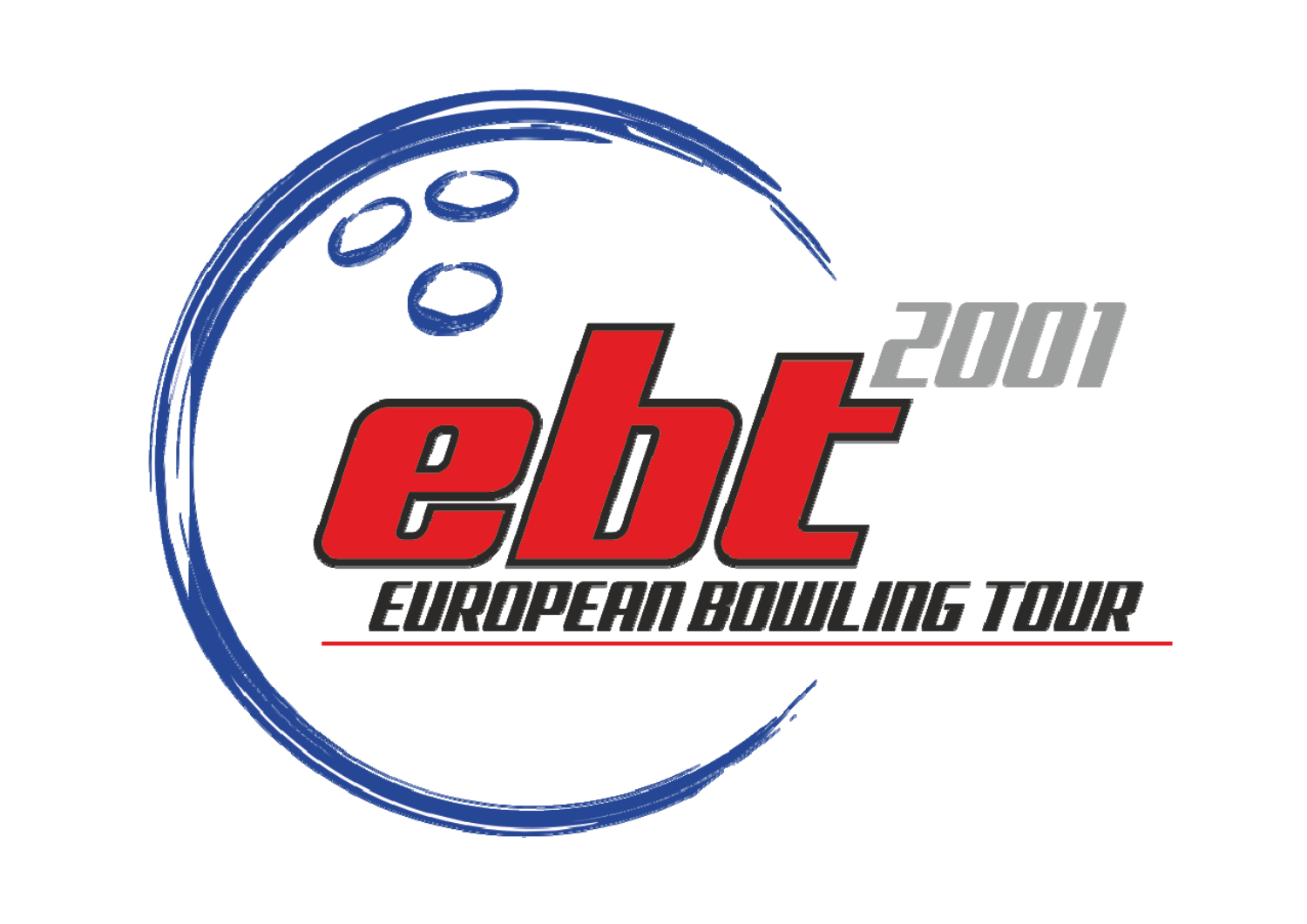# ebt 2001

## EUROPEAN BOWLING TOUR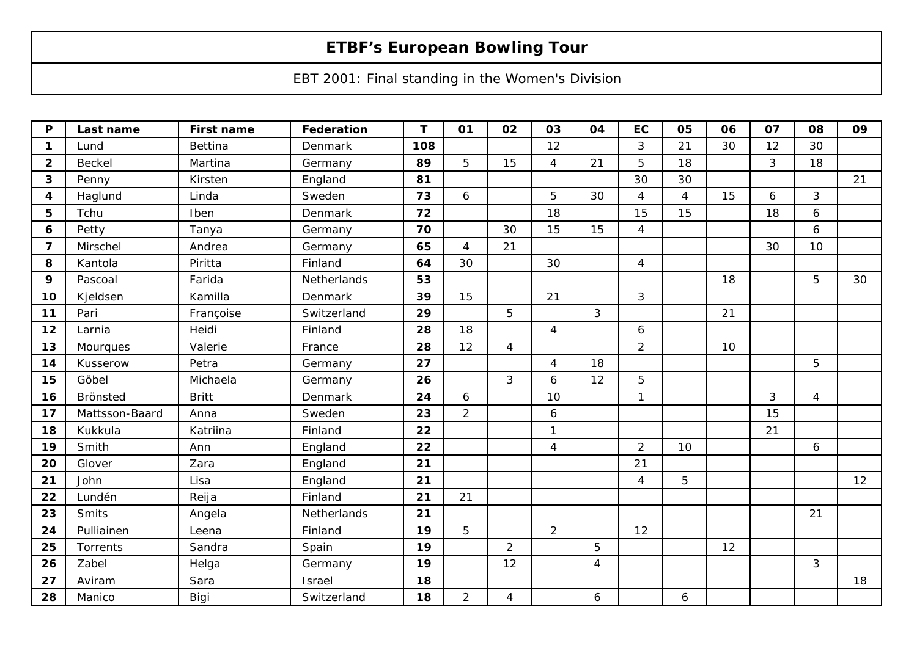# ETBF's European Bowling Tour

EBT 2001: Final standing in the Women's Division

| P | Last name | First name | Federation | T | 01 | 02 | 03 | 04 | EC | 05 | 06 | 07 | 08 | 09 |
|---|---|---|---|---|---|---|---|---|---|---|---|---|---|---|
| **1** | Lund | Bettina | Denmark | **108** | | | 12 | | 3 | 21 | 30 | 12 | 30 | |
| **2** | Beckel | Martina | Germany | **89** | 5 | 15 | 4 | 21 | 5 | 18 | | 3 | 18 | |
| **3** | Penny | Kirsten | England | **81** | | | | | 30 | 30 | | | | 21 |
| **4** | Haglund | Linda | Sweden | **73** | 6 | | 5 | 30 | 4 | 4 | 15 | 6 | 3 | |
| **5** | Tchu | Iben | Denmark | **72** | | | 18 | | 15 | 15 | | 18 | 6 | |
| **6** | Petty | Tanya | Germany | **70** | | 30 | 15 | 15 | 4 | | | | 6 | |
| **7** | Mirschel | Andrea | Germany | **65** | 4 | 21 | | | | | | 30 | 10 | |
| **8** | Kantola | Piritta | Finland | **64** | 30 | | 30 | | 4 | | | | | |
| **9** | Pascoal | Farida | Netherlands | **53** | | | | | | | 18 | | 5 | 30 |
| **10** | Kjeldsen | Kamilla | Denmark | **39** | 15 | | 21 | | 3 | | | | | |
| **11** | Pari | Françoise | Switzerland | **29** | | 5 | | 3 | | | 21 | | | |
| **12** | Larnia | Heidi | Finland | **28** | 18 | | 4 | | 6 | | | | | |
| **13** | Mourques | Valerie | France | **28** | 12 | 4 | | | 2 | | 10 | | | |
| **14** | Kusserow | Petra | Germany | **27** | | | 4 | 18 | | | | | 5 | |
| **15** | Göbel | Michaela | Germany | **26** | | 3 | 6 | 12 | 5 | | | | | |
| **16** | Brönsted | Britt | Denmark | **24** | 6 | | 10 | | 1 | | | 3 | 4 | |
| **17** | Mattsson-Baard | Anna | Sweden | **23** | 2 | | 6 | | | | | 15 | | |
| **18** | Kukkula | Katriina | Finland | **22** | | | 1 | | | | | 21 | | |
| **19** | Smith | Ann | England | **22** | | | 4 | | 2 | 10 | | | 6 | |
| **20** | Glover | Zara | England | **21** | | | | | 21 | | | | | |
| **21** | John | Lisa | England | **21** | | | | | 4 | 5 | | | | 12 |
| **22** | Lundén | Reija | Finland | **21** | 21 | | | | | | | | | |
| **23** | Smits | Angela | Netherlands | **21** | | | | | | | | | 21 | |
| **24** | Pulliainen | Leena | Finland | **19** | 5 | | 2 | | 12 | | | | | |
| **25** | Torrents | Sandra | Spain | **19** | | 2 | | 5 | | | 12 | | | |
| **26** | Zabel | Helga | Germany | **19** | | 12 | | 4 | | | | | 3 | |
| **27** | Aviram | Sara | Israel | **18** | | | | | | | | | | 18 |
| **28** | Manico | Bigi | Switzerland | **18** | 2 | 4 | | 6 | | 6 | | | | |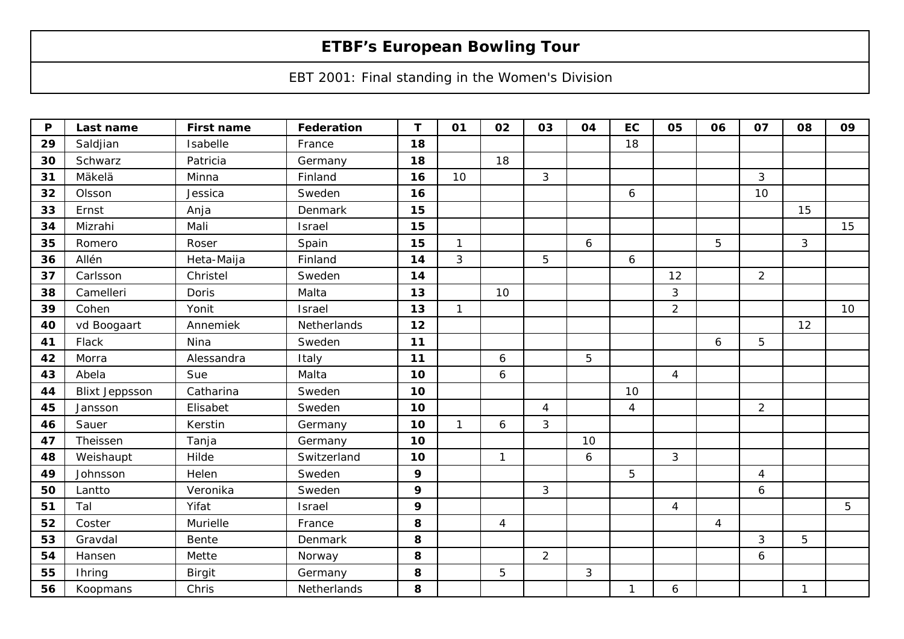# ETBF's European Bowling Tour

EBT 2001: Final standing in the Women's Division

| P | Last name | First name | Federation | T | 01 | 02 | 03 | 04 | EC | 05 | 06 | 07 | 08 | 09 |
|---|---|---|---|---|---|---|---|---|---|---|---|---|---|---|
| 29 | Saldjian | Isabelle | France | 18 | | | | | 18 | | | | | |
| 30 | Schwarz | Patricia | Germany | 18 | | 18 | | | | | | | | |
| 31 | Mäkelä | Minna | Finland | 16 | 10 | | 3 | | | | | 3 | | |
| 32 | Olsson | Jessica | Sweden | 16 | | | | | 6 | | | 10 | | |
| 33 | Ernst | Anja | Denmark | 15 | | | | | | | | | 15 | |
| 34 | Mizrahi | Mali | Israel | 15 | | | | | | | | | | 15 |
| 35 | Romero | Roser | Spain | 15 | 1 | | | 6 | | | 5 | | 3 | |
| 36 | Allén | Heta-Maija | Finland | 14 | 3 | | 5 | | 6 | | | | | |
| 37 | Carlsson | Christel | Sweden | 14 | | | | | | 12 | | 2 | | |
| 38 | Camelleri | Doris | Malta | 13 | | 10 | | | | 3 | | | | |
| 39 | Cohen | Yonit | Israel | 13 | 1 | | | | | 2 | | | | 10 |
| 40 | vd Boogaart | Annemiek | Netherlands | 12 | | | | | | | | | 12 | |
| 41 | Flack | Nina | Sweden | 11 | | | | | | | 6 | 5 | | |
| 42 | Morra | Alessandra | Italy | 11 | | 6 | | 5 | | | | | | |
| 43 | Abela | Sue | Malta | 10 | | 6 | | | | 4 | | | | |
| 44 | Blixt Jeppsson | Catharina | Sweden | 10 | | | | | 10 | | | | | |
| 45 | Jansson | Elisabet | Sweden | 10 | | | 4 | | 4 | | | 2 | | |
| 46 | Sauer | Kerstin | Germany | 10 | 1 | 6 | 3 | | | | | | | |
| 47 | Theissen | Tanja | Germany | 10 | | | | 10 | | | | | | |
| 48 | Weishaupt | Hilde | Switzerland | 10 | | 1 | | 6 | | 3 | | | | |
| 49 | Johnsson | Helen | Sweden | 9 | | | | | 5 | | | 4 | | |
| 50 | Lantto | Veronika | Sweden | 9 | | | 3 | | | | | 6 | | |
| 51 | Tal | Yifat | Israel | 9 | | | | | | 4 | | | | 5 |
| 52 | Coster | Murielle | France | 8 | | 4 | | | | | 4 | | | |
| 53 | Gravdal | Bente | Denmark | 8 | | | | | | | | 3 | 5 | |
| 54 | Hansen | Mette | Norway | 8 | | | 2 | | | | | 6 | | |
| 55 | Ihring | Birgit | Germany | 8 | | 5 | | 3 | | | | | | |
| 56 | Koopmans | Chris | Netherlands | 8 | | | | | 1 | 6 | | | 1 | |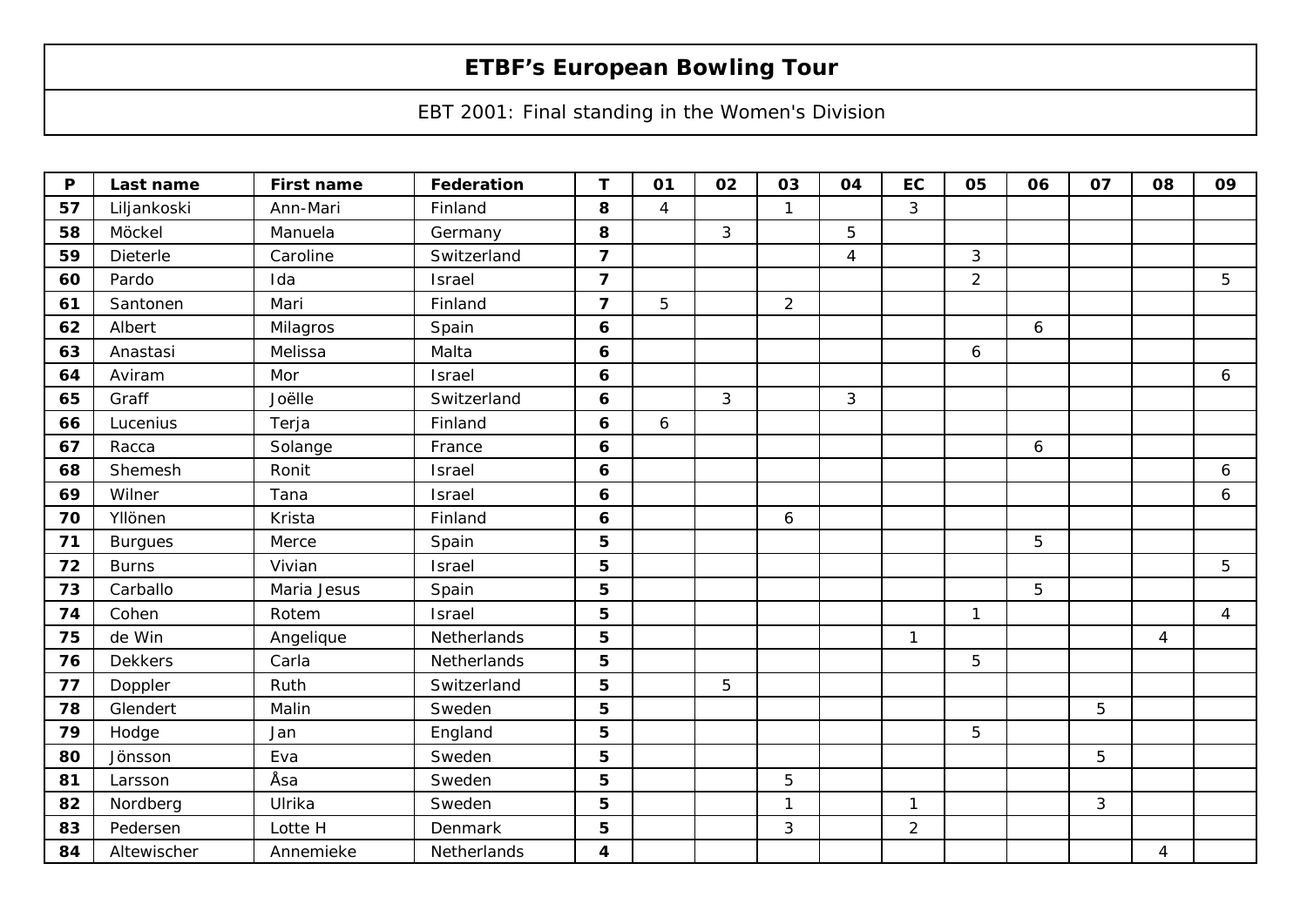# ETBF's European Bowling Tour

EBT 2001: Final standing in the Women's Division

| P | Last name | First name | Federation | T | 01 | 02 | 03 | 04 | EC | 05 | 06 | 07 | 08 | 09 |
|---|---|---|---|---|---|---|---|---|---|---|---|---|---|---|
| **57** | Liljankoski | Ann-Mari | Finland | **8** | 4 | | 1 | | 3 | | | | | |
| **58** | Möckel | Manuela | Germany | **8** | | 3 | | 5 | | | | | | |
| **59** | Dieterle | Caroline | Switzerland | **7** | | | | 4 | | 3 | | | | |
| **60** | Pardo | Ida | Israel | **7** | | | | | | 2 | | | | 5 |
| **61** | Santonen | Mari | Finland | **7** | 5 | | 2 | | | | | | | |
| **62** | Albert | Milagros | Spain | **6** | | | | | | | 6 | | | |
| **63** | Anastasi | Melissa | Malta | **6** | | | | | | 6 | | | | |
| **64** | Aviram | Mor | Israel | **6** | | | | | | | | | | 6 |
| **65** | Graff | Joëlle | Switzerland | **6** | | 3 | | 3 | | | | | | |
| **66** | Lucenius | Terja | Finland | **6** | 6 | | | | | | | | | |
| **67** | Racca | Solange | France | **6** | | | | | | | 6 | | | |
| **68** | Shemesh | Ronit | Israel | **6** | | | | | | | | | | 6 |
| **69** | Wilner | Tana | Israel | **6** | | | | | | | | | | 6 |
| **70** | Yllönen | Krista | Finland | **6** | | | 6 | | | | | | | |
| **71** | Burgues | Merce | Spain | **5** | | | | | | | 5 | | | |
| **72** | Burns | Vivian | Israel | **5** | | | | | | | | | | 5 |
| **73** | Carballo | Maria Jesus | Spain | **5** | | | | | | | 5 | | | |
| **74** | Cohen | Rotem | Israel | **5** | | | | | | 1 | | | | 4 |
| **75** | de Win | Angelique | Netherlands | **5** | | | | | 1 | | | | 4 | |
| **76** | Dekkers | Carla | Netherlands | **5** | | | | | | 5 | | | | |
| **77** | Doppler | Ruth | Switzerland | **5** | | 5 | | | | | | | | |
| **78** | Glendert | Malin | Sweden | **5** | | | | | | | | 5 | | |
| **79** | Hodge | Jan | England | **5** | | | | | | 5 | | | | |
| **80** | Jönsson | Eva | Sweden | **5** | | | | | | | | 5 | | |
| **81** | Larsson | Åsa | Sweden | **5** | | | 5 | | | | | | | |
| **82** | Nordberg | Ulrika | Sweden | **5** | | | 1 | | 1 | | | 3 | | |
| **83** | Pedersen | Lotte H | Denmark | **5** | | | 3 | | 2 | | | | | |
| **84** | Altewischer | Annemieke | Netherlands | **4** | | | | | | | | | 4 | |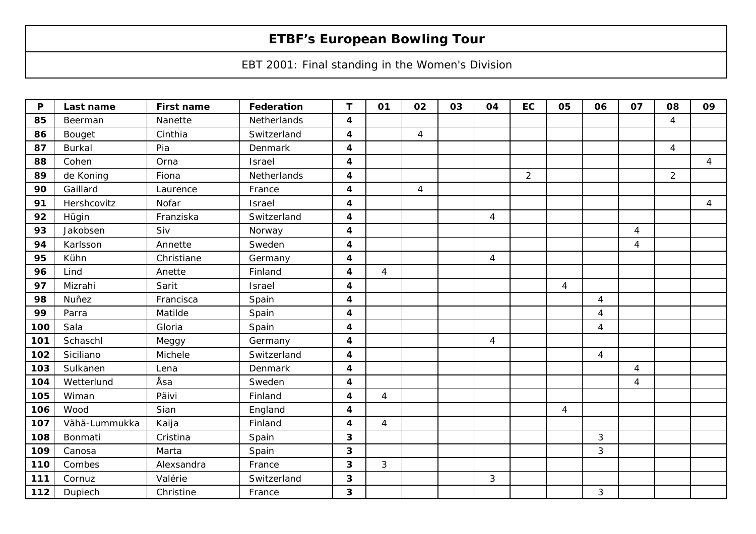# ETBF's European Bowling Tour

EBT 2001: Final standing in the Women's Division

| P | Last name | First name | Federation | T | 01 | 02 | 03 | 04 | EC | 05 | 06 | 07 | 08 | 09 |
|---|---|---|---|---|---|---|---|---|---|---|---|---|---|---|
| **85** | Beerman | Nanette | Netherlands | **4** | | | | | | | | | 4 | |
| **86** | Bouget | Cinthia | Switzerland | **4** | | 4 | | | | | | | | |
| **87** | Burkal | Pia | Denmark | **4** | | | | | | | | | 4 | |
| **88** | Cohen | Orna | Israel | **4** | | | | | | | | | | 4 |
| **89** | de Koning | Fiona | Netherlands | **4** | | | | | 2 | | | | 2 | |
| **90** | Gaillard | Laurence | France | **4** | | 4 | | | | | | | | |
| **91** | Hershcovitz | Nofar | Israel | **4** | | | | | | | | | | 4 |
| **92** | Hügin | Franziska | Switzerland | **4** | | | | 4 | | | | | | |
| **93** | Jakobsen | Siv | Norway | **4** | | | | | | | | 4 | | |
| **94** | Karlsson | Annette | Sweden | **4** | | | | | | | | 4 | | |
| **95** | Kühn | Christiane | Germany | **4** | | | | 4 | | | | | | |
| **96** | Lind | Anette | Finland | **4** | 4 | | | | | | | | | |
| **97** | Mizrahi | Sarit | Israel | **4** | | | | | | 4 | | | | |
| **98** | Nuñez | Francisca | Spain | **4** | | | | | | | 4 | | | |
| **99** | Parra | Matilde | Spain | **4** | | | | | | | 4 | | | |
| **100** | Sala | Gloria | Spain | **4** | | | | | | | 4 | | | |
| **101** | Schaschl | Meggy | Germany | **4** | | | | 4 | | | | | | |
| **102** | Siciliano | Michele | Switzerland | **4** | | | | | | | 4 | | | |
| **103** | Sulkanen | Lena | Denmark | **4** | | | | | | | | 4 | | |
| **104** | Wetterlund | Åsa | Sweden | **4** | | | | | | | | 4 | | |
| **105** | Wiman | Päivi | Finland | **4** | 4 | | | | | | | | | |
| **106** | Wood | Sian | England | **4** | | | | | | 4 | | | | |
| **107** | Vähä-Lummukka | Kaija | Finland | **4** | 4 | | | | | | | | | |
| **108** | Bonmati | Cristina | Spain | **3** | | | | | | | 3 | | | |
| **109** | Canosa | Marta | Spain | **3** | | | | | | | 3 | | | |
| **110** | Combes | Alexsandra | France | **3** | 3 | | | | | | | | | |
| **111** | Cornuz | Valérie | Switzerland | **3** | | | | 3 | | | | | | |
| **112** | Dupiech | Christine | France | **3** | | | | | | | 3 | | | |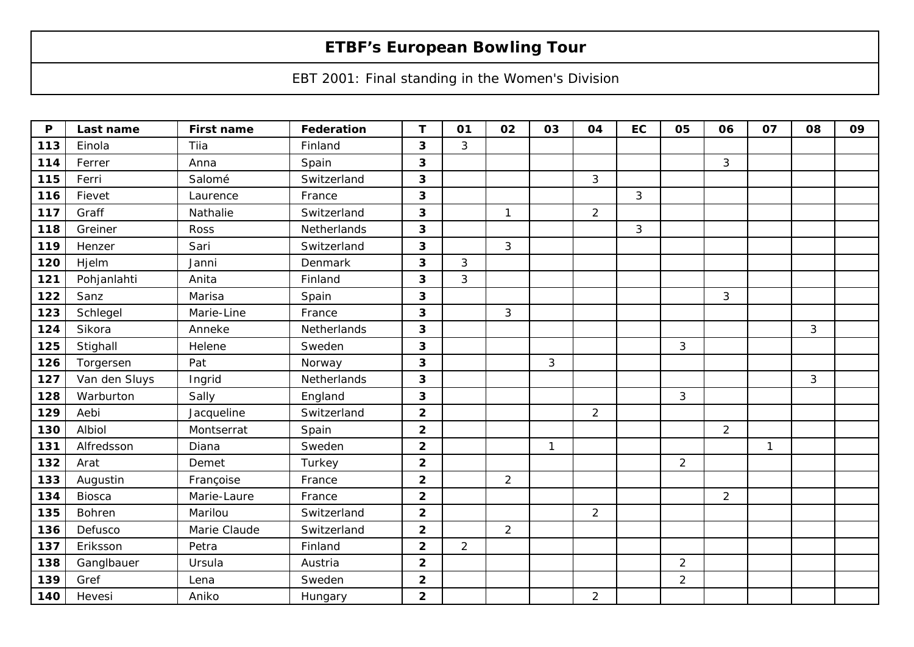# ETBF's European Bowling Tour

EBT 2001: Final standing in the Women's Division

| P | Last name | First name | Federation | T | 01 | 02 | 03 | 04 | EC | 05 | 06 | 07 | 08 | 09 |
|---|---|---|---|---|---|---|---|---|---|---|---|---|---|---|
| **113** | Einola | Tiia | Finland | **3** | 3 | | | | | | | | | |
| **114** | Ferrer | Anna | Spain | **3** | | | | | | | 3 | | | |
| **115** | Ferri | Salomé | Switzerland | **3** | | | | 3 | | | | | | |
| **116** | Fievet | Laurence | France | **3** | | | | | 3 | | | | | |
| **117** | Graff | Nathalie | Switzerland | **3** | | 1 | | 2 | | | | | | |
| **118** | Greiner | Ross | Netherlands | **3** | | | | | 3 | | | | | |
| **119** | Henzer | Sari | Switzerland | **3** | | 3 | | | | | | | | |
| **120** | Hjelm | Janni | Denmark | **3** | 3 | | | | | | | | | |
| **121** | Pohjanlahti | Anita | Finland | **3** | 3 | | | | | | | | | |
| **122** | Sanz | Marisa | Spain | **3** | | | | | | | 3 | | | |
| **123** | Schlegel | Marie-Line | France | **3** | | 3 | | | | | | | | |
| **124** | Sikora | Anneke | Netherlands | **3** | | | | | | | | | 3 | |
| **125** | Stighall | Helene | Sweden | **3** | | | | | | 3 | | | | |
| **126** | Torgersen | Pat | Norway | **3** | | | 3 | | | | | | | |
| **127** | Van den Sluys | Ingrid | Netherlands | **3** | | | | | | | | | 3 | |
| **128** | Warburton | Sally | England | **3** | | | | | | 3 | | | | |
| **129** | Aebi | Jacqueline | Switzerland | **2** | | | | 2 | | | | | | |
| **130** | Albiol | Montserrat | Spain | **2** | | | | | | | 2 | | | |
| **131** | Alfredsson | Diana | Sweden | **2** | | | 1 | | | | | 1 | | |
| **132** | Arat | Demet | Turkey | **2** | | | | | | 2 | | | | |
| **133** | Augustin | Françoise | France | **2** | | 2 | | | | | | | | |
| **134** | Biosca | Marie-Laure | France | **2** | | | | | | | 2 | | | |
| **135** | Bohren | Marilou | Switzerland | **2** | | | | 2 | | | | | | |
| **136** | Defusco | Marie Claude | Switzerland | **2** | | 2 | | | | | | | | |
| **137** | Eriksson | Petra | Finland | **2** | 2 | | | | | | | | | |
| **138** | Ganglbauer | Ursula | Austria | **2** | | | | | | 2 | | | | |
| **139** | Gref | Lena | Sweden | **2** | | | | | | 2 | | | | |
| **140** | Hevesi | Aniko | Hungary | **2** | | | | 2 | | | | | | |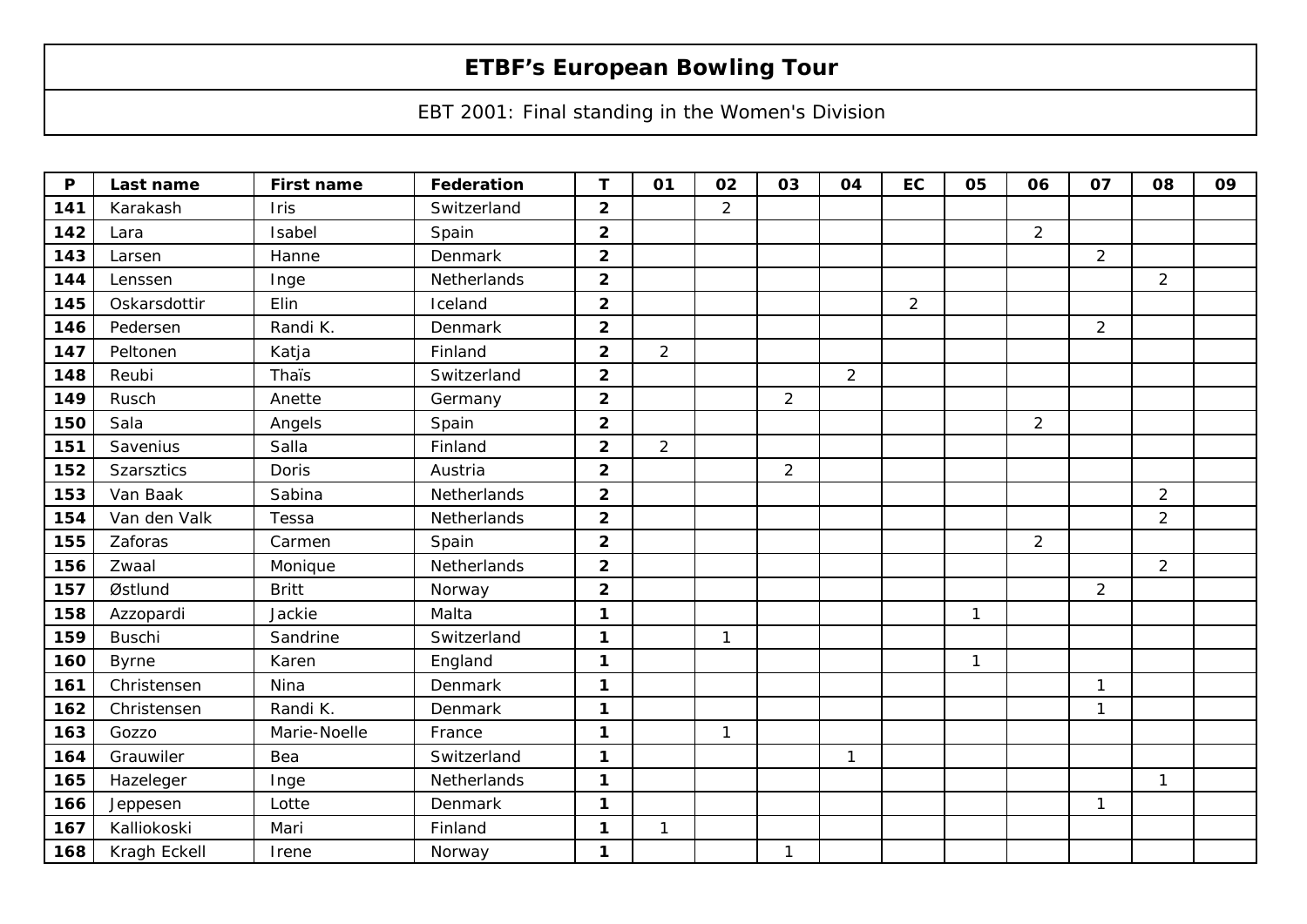# ETBF's European Bowling Tour

EBT 2001: Final standing in the Women's Division

| P | Last name | First name | Federation | T | 01 | 02 | 03 | 04 | EC | 05 | 06 | 07 | 08 | 09 |
|---|---|---|---|---|---|---|---|---|---|---|---|---|---|---|
| 141 | Karakash | Iris | Switzerland | 2 | | 2 | | | | | | | | |
| 142 | Lara | Isabel | Spain | 2 | | | | | | | 2 | | | |
| 143 | Larsen | Hanne | Denmark | 2 | | | | | | | | 2 | | |
| 144 | Lenssen | Inge | Netherlands | 2 | | | | | | | | | 2 | |
| 145 | Oskarsdottir | Elin | Iceland | 2 | | | | | 2 | | | | | |
| 146 | Pedersen | Randi K. | Denmark | 2 | | | | | | | | 2 | | |
| 147 | Peltonen | Katja | Finland | 2 | 2 | | | | | | | | | |
| 148 | Reubi | Thaïs | Switzerland | 2 | | | | 2 | | | | | | |
| 149 | Rusch | Anette | Germany | 2 | | | 2 | | | | | | | |
| 150 | Sala | Angels | Spain | 2 | | | | | | | 2 | | | |
| 151 | Savenius | Salla | Finland | 2 | 2 | | | | | | | | | |
| 152 | Szarsztics | Doris | Austria | 2 | | | 2 | | | | | | | |
| 153 | Van Baak | Sabina | Netherlands | 2 | | | | | | | | | 2 | |
| 154 | Van den Valk | Tessa | Netherlands | 2 | | | | | | | | | 2 | |
| 155 | Zaforas | Carmen | Spain | 2 | | | | | | | 2 | | | |
| 156 | Zwaal | Monique | Netherlands | 2 | | | | | | | | | 2 | |
| 157 | Østlund | Britt | Norway | 2 | | | | | | | | 2 | | |
| 158 | Azzopardi | Jackie | Malta | 1 | | | | | | 1 | | | | |
| 159 | Buschi | Sandrine | Switzerland | 1 | | 1 | | | | | | | | |
| 160 | Byrne | Karen | England | 1 | | | | | | 1 | | | | |
| 161 | Christensen | Nina | Denmark | 1 | | | | | | | | 1 | | |
| 162 | Christensen | Randi K. | Denmark | 1 | | | | | | | | 1 | | |
| 163 | Gozzo | Marie-Noelle | France | 1 | | 1 | | | | | | | | |
| 164 | Grauwiler | Bea | Switzerland | 1 | | | | 1 | | | | | | |
| 165 | Hazeleger | Inge | Netherlands | 1 | | | | | | | | | 1 | |
| 166 | Jeppesen | Lotte | Denmark | 1 | | | | | | | | 1 | | |
| 167 | Kalliokoski | Mari | Finland | 1 | 1 | | | | | | | | | |
| 168 | Kragh Eckell | Irene | Norway | 1 | | | 1 | | | | | | | |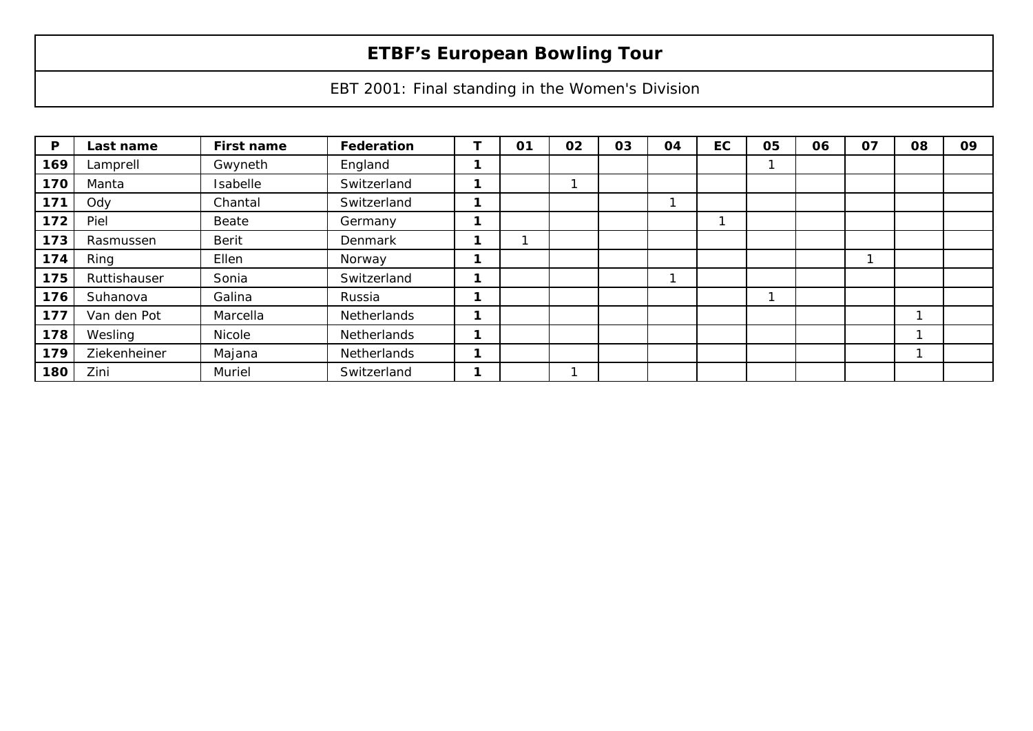# ETBF's European Bowling Tour

EBT 2001: Final standing in the Women's Division

| P | Last name | First name | Federation | T | 01 | 02 | 03 | 04 | EC | 05 | 06 | 07 | 08 | 09 |
|---|---|---|---|---|---|---|---|---|---|---|---|---|---|---|
| **169** | Lamprell | Gwyneth | England | **1** | | | | | | 1 | | | | |
| **170** | Manta | Isabelle | Switzerland | **1** | | 1 | | | | | | | | |
| **171** | Ody | Chantal | Switzerland | **1** | | | | 1 | | | | | | |
| **172** | Piel | Beate | Germany | **1** | | | | | 1 | | | | | |
| **173** | Rasmussen | Berit | Denmark | **1** | 1 | | | | | | | | | |
| **174** | Ring | Ellen | Norway | **1** | | | | | | | | 1 | | |
| **175** | Ruttishauser | Sonia | Switzerland | **1** | | | | 1 | | | | | | |
| **176** | Suhanova | Galina | Russia | **1** | | | | | | 1 | | | | |
| **177** | Van den Pot | Marcella | Netherlands | **1** | | | | | | | | | 1 | |
| **178** | Wesling | Nicole | Netherlands | **1** | | | | | | | | | 1 | |
| **179** | Ziekenheiner | Majana | Netherlands | **1** | | | | | | | | | 1 | |
| **180** | Zini | Muriel | Switzerland | **1** | | 1 | | | | | | | | |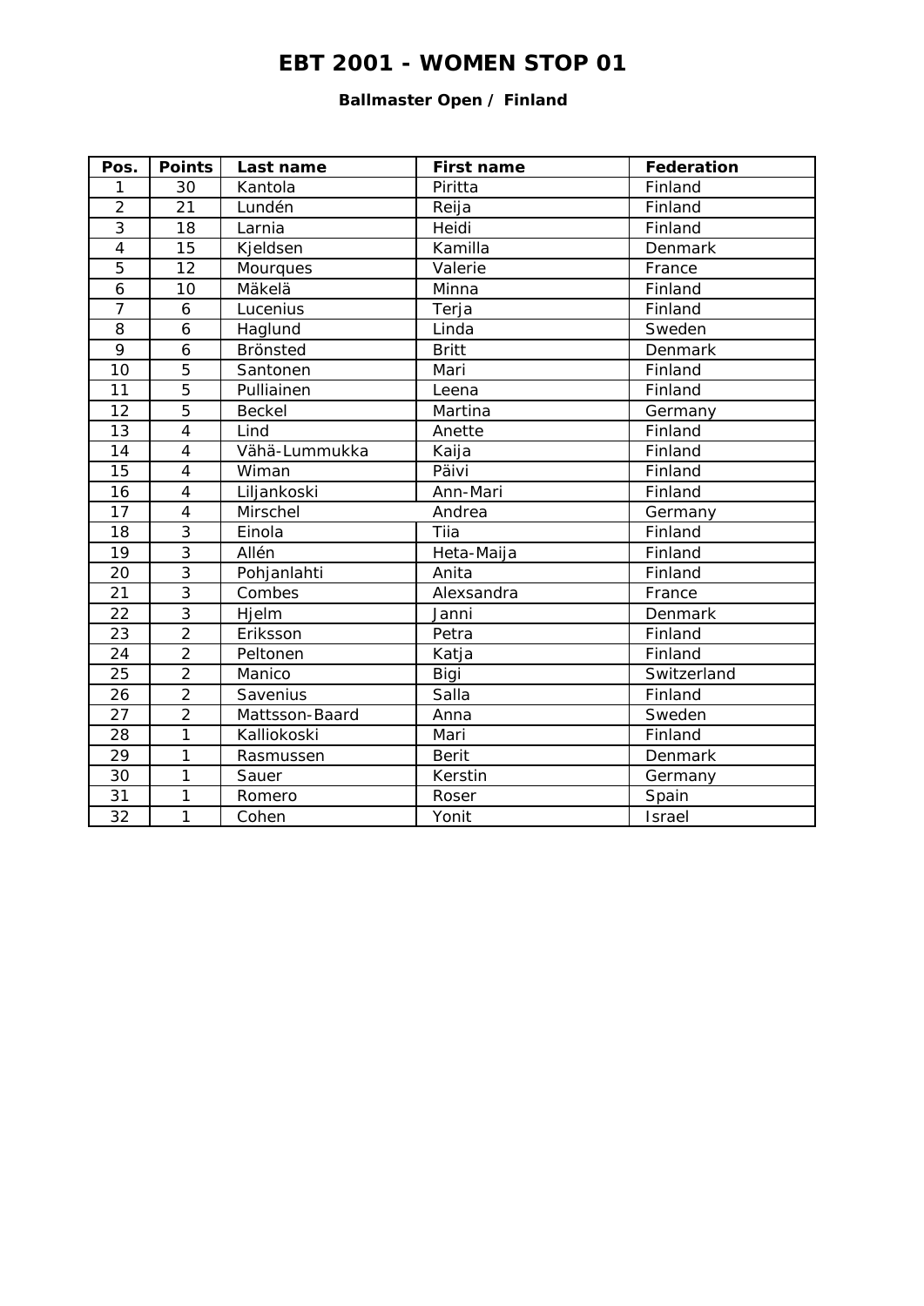# EBT 2001 - WOMEN STOP 01

**Ballmaster Open / Finland**

| Pos. | Points | Last name | First name | Federation |
|---|---|---|---|---|
| 1 | 30 | Kantola | Piritta | Finland |
| 2 | 21 | Lundén | Reija | Finland |
| 3 | 18 | Larnia | Heidi | Finland |
| 4 | 15 | Kjeldsen | Kamilla | Denmark |
| 5 | 12 | Mourques | Valerie | France |
| 6 | 10 | Mäkelä | Minna | Finland |
| 7 | 6 | Lucenius | Terja | Finland |
| 8 | 6 | Haglund | Linda | Sweden |
| 9 | 6 | Brönsted | Britt | Denmark |
| 10 | 5 | Santonen | Mari | Finland |
| 11 | 5 | Pulliainen | Leena | Finland |
| 12 | 5 | Beckel | Martina | Germany |
| 13 | 4 | Lind | Anette | Finland |
| 14 | 4 | Vähä-Lummukka | Kaija | Finland |
| 15 | 4 | Wiman | Päivi | Finland |
| 16 | 4 | Liljankoski | Ann-Mari | Finland |
| 17 | 4 | Mirschel | Andrea | Germany |
| 18 | 3 | Einola | Tiia | Finland |
| 19 | 3 | Allén | Heta-Maija | Finland |
| 20 | 3 | Pohjanlahti | Anita | Finland |
| 21 | 3 | Combes | Alexsandra | France |
| 22 | 3 | Hjelm | Janni | Denmark |
| 23 | 2 | Eriksson | Petra | Finland |
| 24 | 2 | Peltonen | Katja | Finland |
| 25 | 2 | Manico | Bigi | Switzerland |
| 26 | 2 | Savenius | Salla | Finland |
| 27 | 2 | Mattsson-Baard | Anna | Sweden |
| 28 | 1 | Kalliokoski | Mari | Finland |
| 29 | 1 | Rasmussen | Berit | Denmark |
| 30 | 1 | Sauer | Kerstin | Germany |
| 31 | 1 | Romero | Roser | Spain |
| 32 | 1 | Cohen | Yonit | Israel |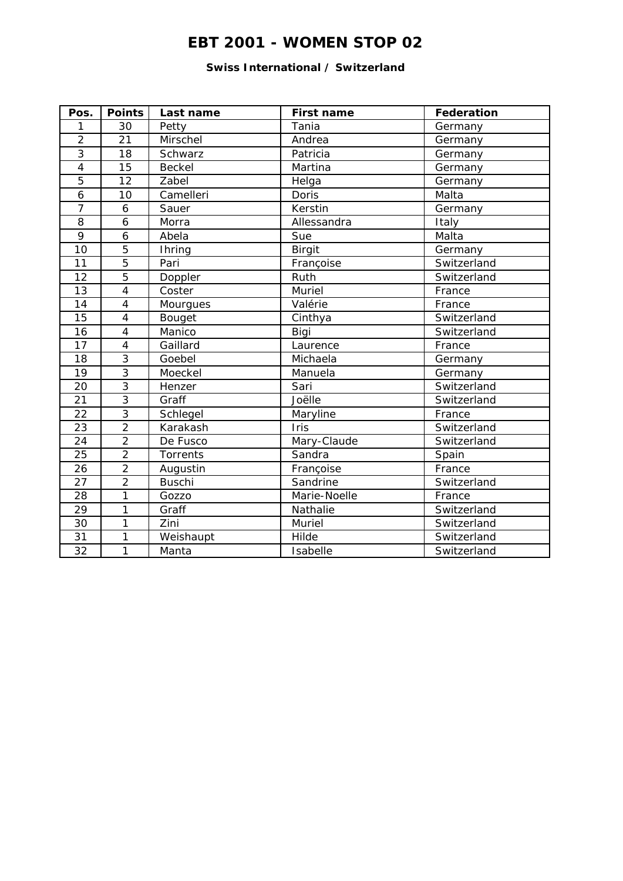# EBT 2001 - WOMEN STOP 02

### Swiss International / Switzerland

| Pos. | Points | Last name | First name | Federation |
|---|---|---|---|---|
| 1 | 30 | Petty | Tania | Germany |
| 2 | 21 | Mirschel | Andrea | Germany |
| 3 | 18 | Schwarz | Patricia | Germany |
| 4 | 15 | Beckel | Martina | Germany |
| 5 | 12 | Zabel | Helga | Germany |
| 6 | 10 | Camelleri | Doris | Malta |
| 7 | 6 | Sauer | Kerstin | Germany |
| 8 | 6 | Morra | Allessandra | Italy |
| 9 | 6 | Abela | Sue | Malta |
| 10 | 5 | Ihring | Birgit | Germany |
| 11 | 5 | Pari | Françoise | Switzerland |
| 12 | 5 | Doppler | Ruth | Switzerland |
| 13 | 4 | Coster | Muriel | France |
| 14 | 4 | Mourgues | Valérie | France |
| 15 | 4 | Bouget | Cinthya | Switzerland |
| 16 | 4 | Manico | Bigi | Switzerland |
| 17 | 4 | Gaillard | Laurence | France |
| 18 | 3 | Goebel | Michaela | Germany |
| 19 | 3 | Moeckel | Manuela | Germany |
| 20 | 3 | Henzer | Sari | Switzerland |
| 21 | 3 | Graff | Joëlle | Switzerland |
| 22 | 3 | Schlegel | Maryline | France |
| 23 | 2 | Karakash | Iris | Switzerland |
| 24 | 2 | De Fusco | Mary-Claude | Switzerland |
| 25 | 2 | Torrents | Sandra | Spain |
| 26 | 2 | Augustin | Françoise | France |
| 27 | 2 | Buschi | Sandrine | Switzerland |
| 28 | 1 | Gozzo | Marie-Noelle | France |
| 29 | 1 | Graff | Nathalie | Switzerland |
| 30 | 1 | Zini | Muriel | Switzerland |
| 31 | 1 | Weishaupt | Hilde | Switzerland |
| 32 | 1 | Manta | Isabelle | Switzerland |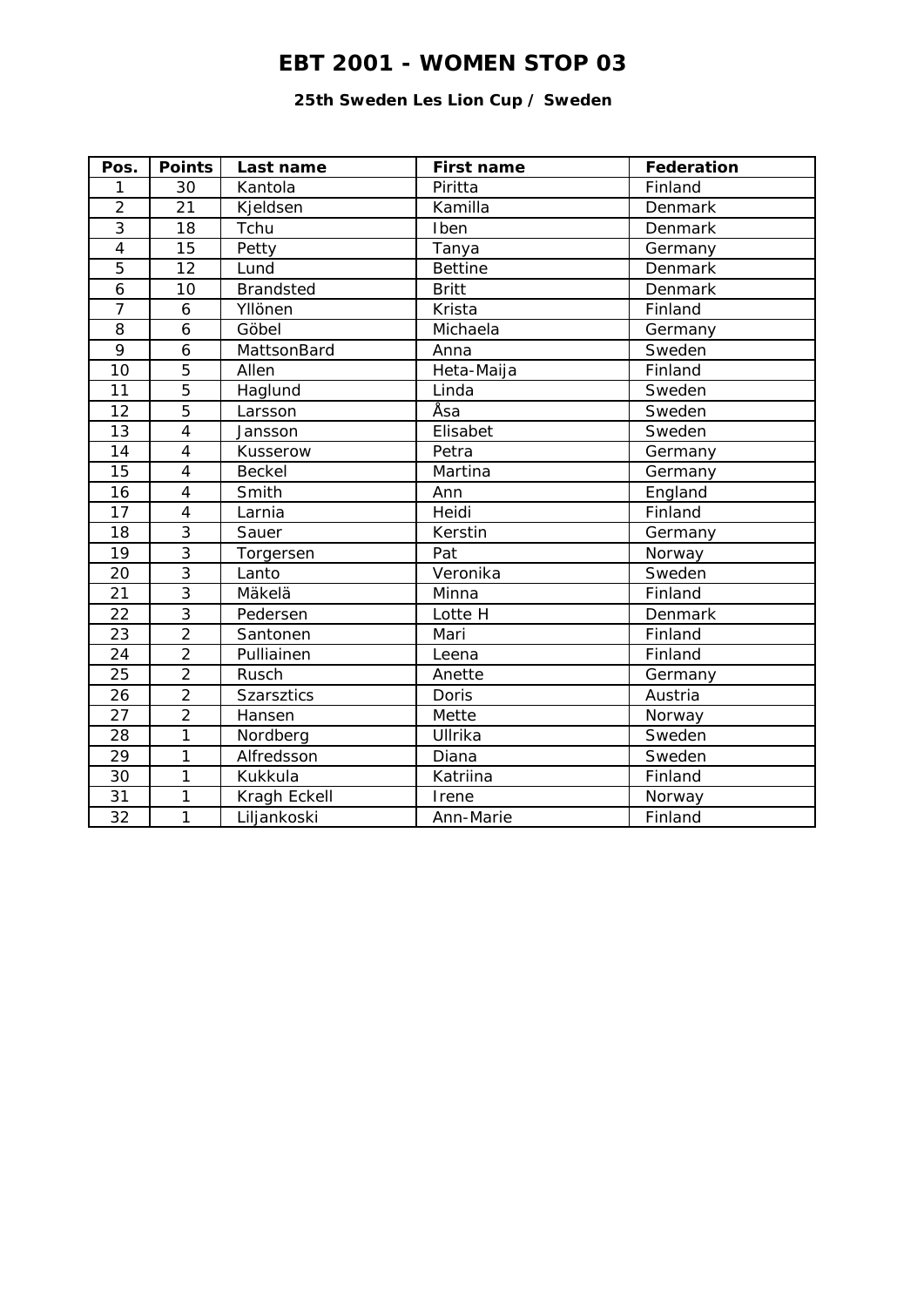# EBT 2001 - WOMEN STOP 03

**25th Sweden Les Lion Cup / Sweden**

| Pos. | Points | Last name | First name | Federation |
|---|---|---|---|---|
| 1 | 30 | Kantola | Piritta | Finland |
| 2 | 21 | Kjeldsen | Kamilla | Denmark |
| 3 | 18 | Tchu | Iben | Denmark |
| 4 | 15 | Petty | Tanya | Germany |
| 5 | 12 | Lund | Bettine | Denmark |
| 6 | 10 | Brandsted | Britt | Denmark |
| 7 | 6 | Yllönen | Krista | Finland |
| 8 | 6 | Göbel | Michaela | Germany |
| 9 | 6 | MattsonBard | Anna | Sweden |
| 10 | 5 | Allen | Heta-Maija | Finland |
| 11 | 5 | Haglund | Linda | Sweden |
| 12 | 5 | Larsson | Åsa | Sweden |
| 13 | 4 | Jansson | Elisabet | Sweden |
| 14 | 4 | Kusserow | Petra | Germany |
| 15 | 4 | Beckel | Martina | Germany |
| 16 | 4 | Smith | Ann | England |
| 17 | 4 | Larnia | Heidi | Finland |
| 18 | 3 | Sauer | Kerstin | Germany |
| 19 | 3 | Torgersen | Pat | Norway |
| 20 | 3 | Lanto | Veronika | Sweden |
| 21 | 3 | Mäkelä | Minna | Finland |
| 22 | 3 | Pedersen | Lotte H | Denmark |
| 23 | 2 | Santonen | Mari | Finland |
| 24 | 2 | Pulliainen | Leena | Finland |
| 25 | 2 | Rusch | Anette | Germany |
| 26 | 2 | Szarsztics | Doris | Austria |
| 27 | 2 | Hansen | Mette | Norway |
| 28 | 1 | Nordberg | Ullrika | Sweden |
| 29 | 1 | Alfredsson | Diana | Sweden |
| 30 | 1 | Kukkula | Katriina | Finland |
| 31 | 1 | Kragh Eckell | Irene | Norway |
| 32 | 1 | Liljankoski | Ann-Marie | Finland |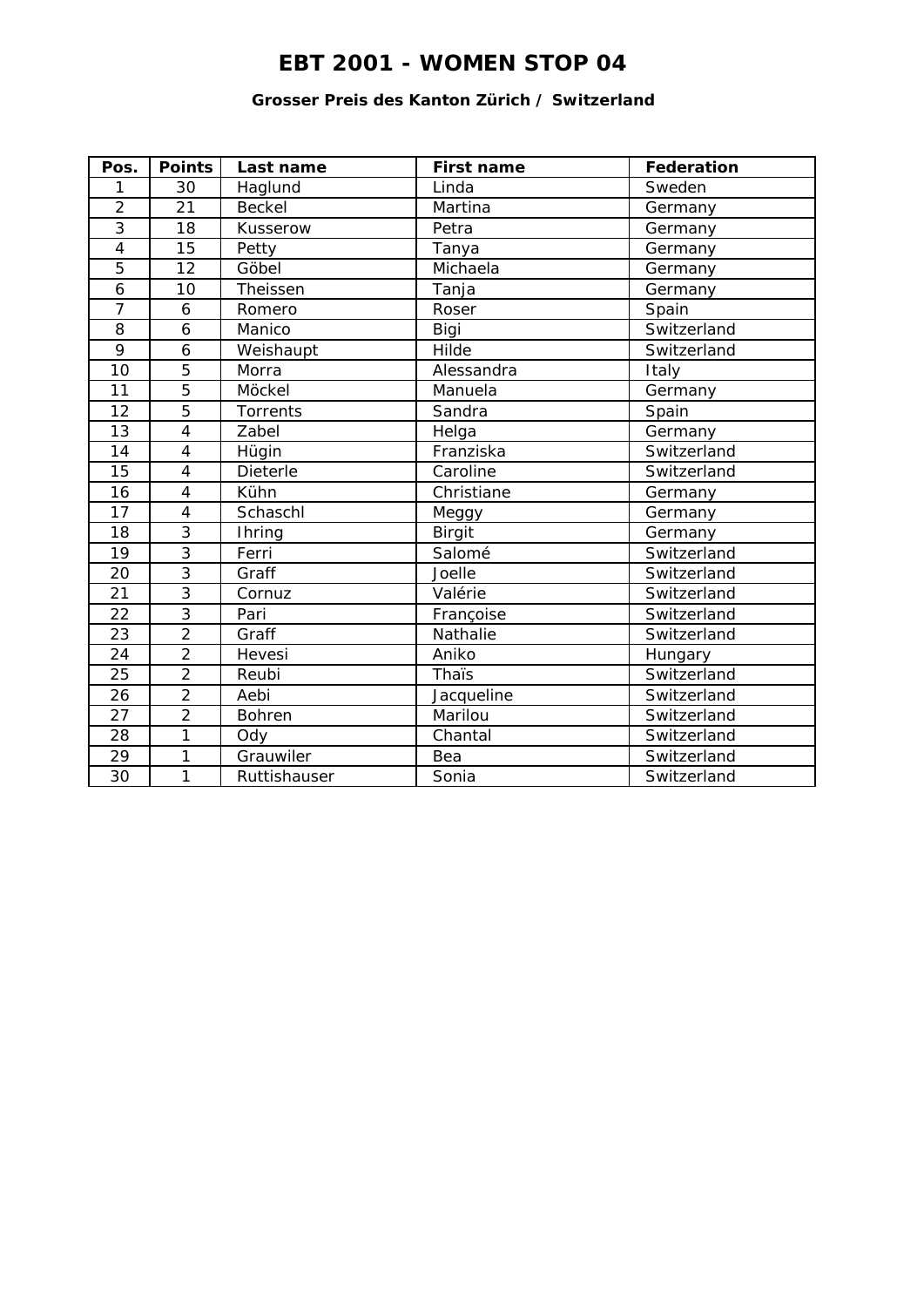# EBT 2001 - WOMEN STOP 04

### Grosser Preis des Kanton Zürich / Switzerland

| Pos. | Points | Last name | First name | Federation |
|---|---|---|---|---|
| 1 | 30 | Haglund | Linda | Sweden |
| 2 | 21 | Beckel | Martina | Germany |
| 3 | 18 | Kusserow | Petra | Germany |
| 4 | 15 | Petty | Tanya | Germany |
| 5 | 12 | Göbel | Michaela | Germany |
| 6 | 10 | Theissen | Tanja | Germany |
| 7 | 6 | Romero | Roser | Spain |
| 8 | 6 | Manico | Bigi | Switzerland |
| 9 | 6 | Weishaupt | Hilde | Switzerland |
| 10 | 5 | Morra | Alessandra | Italy |
| 11 | 5 | Möckel | Manuela | Germany |
| 12 | 5 | Torrents | Sandra | Spain |
| 13 | 4 | Zabel | Helga | Germany |
| 14 | 4 | Hügin | Franziska | Switzerland |
| 15 | 4 | Dieterle | Caroline | Switzerland |
| 16 | 4 | Kühn | Christiane | Germany |
| 17 | 4 | Schaschl | Meggy | Germany |
| 18 | 3 | Ihring | Birgit | Germany |
| 19 | 3 | Ferri | Salomé | Switzerland |
| 20 | 3 | Graff | Joelle | Switzerland |
| 21 | 3 | Cornuz | Valérie | Switzerland |
| 22 | 3 | Pari | Françoise | Switzerland |
| 23 | 2 | Graff | Nathalie | Switzerland |
| 24 | 2 | Hevesi | Aniko | Hungary |
| 25 | 2 | Reubi | Thaïs | Switzerland |
| 26 | 2 | Aebi | Jacqueline | Switzerland |
| 27 | 2 | Bohren | Marilou | Switzerland |
| 28 | 1 | Ody | Chantal | Switzerland |
| 29 | 1 | Grauwiler | Bea | Switzerland |
| 30 | 1 | Ruttishauser | Sonia | Switzerland |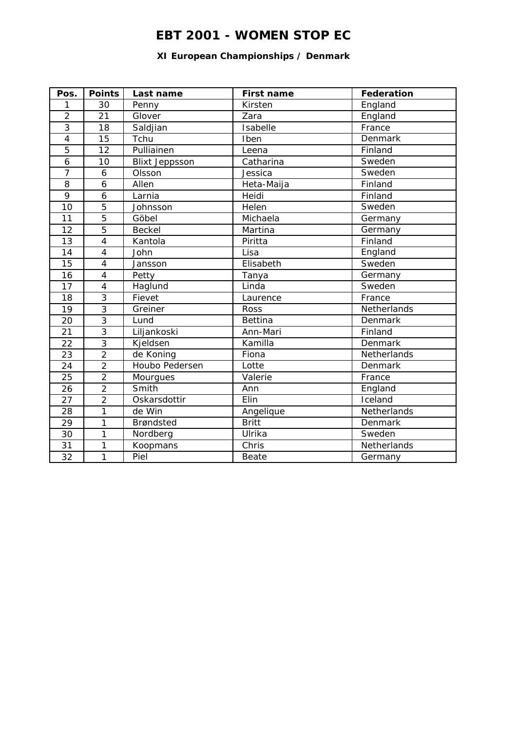# EBT 2001 - WOMEN STOP EC

### XI European Championships / Denmark

| Pos. | Points | Last name | First name | Federation |
|---|---|---|---|---|
| 1 | 30 | Penny | Kirsten | England |
| 2 | 21 | Glover | Zara | England |
| 3 | 18 | Saldjian | Isabelle | France |
| 4 | 15 | Tchu | Iben | Denmark |
| 5 | 12 | Pulliainen | Leena | Finland |
| 6 | 10 | Blixt Jeppsson | Catharina | Sweden |
| 7 | 6 | Olsson | Jessica | Sweden |
| 8 | 6 | Allen | Heta-Maija | Finland |
| 9 | 6 | Larnia | Heidi | Finland |
| 10 | 5 | Johnsson | Helen | Sweden |
| 11 | 5 | Göbel | Michaela | Germany |
| 12 | 5 | Beckel | Martina | Germany |
| 13 | 4 | Kantola | Piritta | Finland |
| 14 | 4 | John | Lisa | England |
| 15 | 4 | Jansson | Elisabeth | Sweden |
| 16 | 4 | Petty | Tanya | Germany |
| 17 | 4 | Haglund | Linda | Sweden |
| 18 | 3 | Fievet | Laurence | France |
| 19 | 3 | Greiner | Ross | Netherlands |
| 20 | 3 | Lund | Bettina | Denmark |
| 21 | 3 | Liljankoski | Ann-Mari | Finland |
| 22 | 3 | Kjeldsen | Kamilla | Denmark |
| 23 | 2 | de Koning | Fiona | Netherlands |
| 24 | 2 | Houbo Pedersen | Lotte | Denmark |
| 25 | 2 | Mourgues | Valerie | France |
| 26 | 2 | Smith | Ann | England |
| 27 | 2 | Oskarsdottir | Elin | Iceland |
| 28 | 1 | de Win | Angelique | Netherlands |
| 29 | 1 | Brøndsted | Britt | Denmark |
| 30 | 1 | Nordberg | Ulrika | Sweden |
| 31 | 1 | Koopmans | Chris | Netherlands |
| 32 | 1 | Piel | Beate | Germany |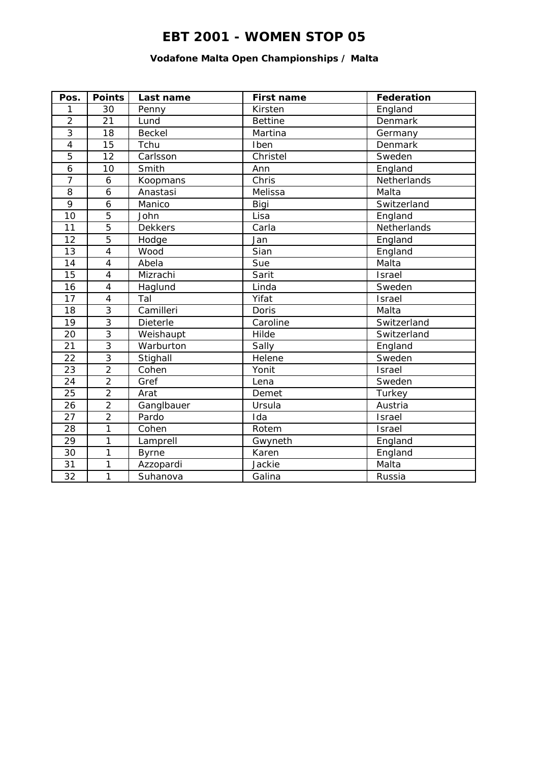# EBT 2001 - WOMEN STOP 05

### Vodafone Malta Open Championships / Malta

| Pos. | Points | Last name | First name | Federation |
|---|---|---|---|---|
| 1 | 30 | Penny | Kirsten | England |
| 2 | 21 | Lund | Bettine | Denmark |
| 3 | 18 | Beckel | Martina | Germany |
| 4 | 15 | Tchu | Iben | Denmark |
| 5 | 12 | Carlsson | Christel | Sweden |
| 6 | 10 | Smith | Ann | England |
| 7 | 6 | Koopmans | Chris | Netherlands |
| 8 | 6 | Anastasi | Melissa | Malta |
| 9 | 6 | Manico | Bigi | Switzerland |
| 10 | 5 | John | Lisa | England |
| 11 | 5 | Dekkers | Carla | Netherlands |
| 12 | 5 | Hodge | Jan | England |
| 13 | 4 | Wood | Sian | England |
| 14 | 4 | Abela | Sue | Malta |
| 15 | 4 | Mizrachi | Sarit | Israel |
| 16 | 4 | Haglund | Linda | Sweden |
| 17 | 4 | Tal | Yifat | Israel |
| 18 | 3 | Camilleri | Doris | Malta |
| 19 | 3 | Dieterle | Caroline | Switzerland |
| 20 | 3 | Weishaupt | Hilde | Switzerland |
| 21 | 3 | Warburton | Sally | England |
| 22 | 3 | Stighall | Helene | Sweden |
| 23 | 2 | Cohen | Yonit | Israel |
| 24 | 2 | Gref | Lena | Sweden |
| 25 | 2 | Arat | Demet | Turkey |
| 26 | 2 | Ganglbauer | Ursula | Austria |
| 27 | 2 | Pardo | Ida | Israel |
| 28 | 1 | Cohen | Rotem | Israel |
| 29 | 1 | Lamprell | Gwyneth | England |
| 30 | 1 | Byrne | Karen | England |
| 31 | 1 | Azzopardi | Jackie | Malta |
| 32 | 1 | Suhanova | Galina | Russia |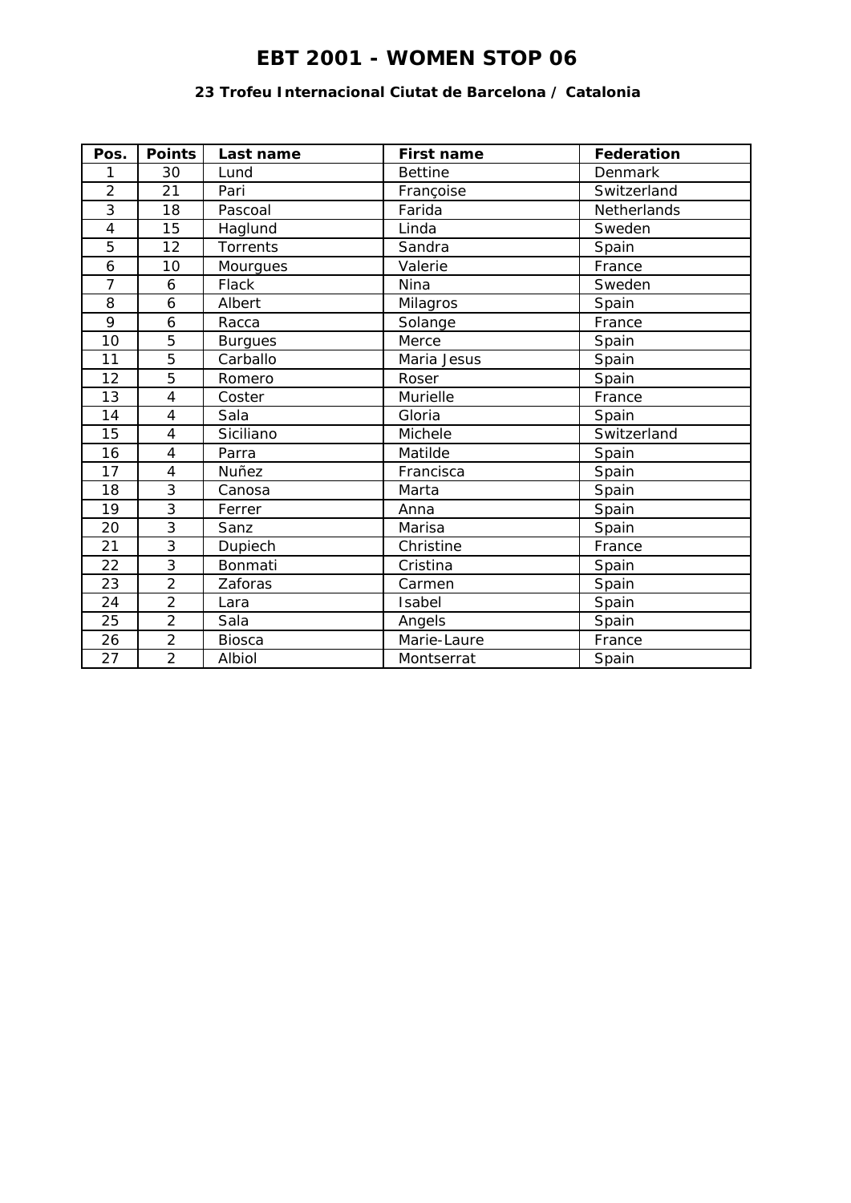# EBT 2001 - WOMEN STOP 06

### 23 Trofeu Internacional Ciutat de Barcelona / Catalonia

| Pos. | Points | Last name | First name | Federation |
|---|---|---|---|---|
| 1 | 30 | Lund | Bettine | Denmark |
| 2 | 21 | Pari | Françoise | Switzerland |
| 3 | 18 | Pascoal | Farida | Netherlands |
| 4 | 15 | Haglund | Linda | Sweden |
| 5 | 12 | Torrents | Sandra | Spain |
| 6 | 10 | Mourgues | Valerie | France |
| 7 | 6 | Flack | Nina | Sweden |
| 8 | 6 | Albert | Milagros | Spain |
| 9 | 6 | Racca | Solange | France |
| 10 | 5 | Burgues | Merce | Spain |
| 11 | 5 | Carballo | Maria Jesus | Spain |
| 12 | 5 | Romero | Roser | Spain |
| 13 | 4 | Coster | Murielle | France |
| 14 | 4 | Sala | Gloria | Spain |
| 15 | 4 | Siciliano | Michele | Switzerland |
| 16 | 4 | Parra | Matilde | Spain |
| 17 | 4 | Nuñez | Francisca | Spain |
| 18 | 3 | Canosa | Marta | Spain |
| 19 | 3 | Ferrer | Anna | Spain |
| 20 | 3 | Sanz | Marisa | Spain |
| 21 | 3 | Dupiech | Christine | France |
| 22 | 3 | Bonmati | Cristina | Spain |
| 23 | 2 | Zaforas | Carmen | Spain |
| 24 | 2 | Lara | Isabel | Spain |
| 25 | 2 | Sala | Angels | Spain |
| 26 | 2 | Biosca | Marie-Laure | France |
| 27 | 2 | Albiol | Montserrat | Spain |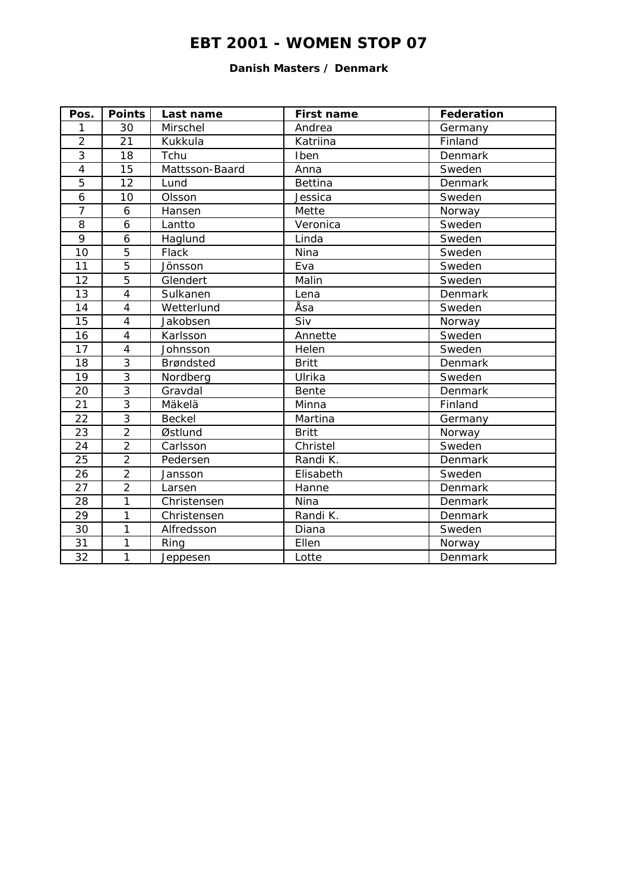# EBT 2001 - WOMEN STOP 07

**Danish Masters / Denmark**

| Pos. | Points | Last name | First name | Federation |
|---|---|---|---|---|
| 1 | 30 | Mirschel | Andrea | Germany |
| 2 | 21 | Kukkula | Katriina | Finland |
| 3 | 18 | Tchu | Iben | Denmark |
| 4 | 15 | Mattsson-Baard | Anna | Sweden |
| 5 | 12 | Lund | Bettina | Denmark |
| 6 | 10 | Olsson | Jessica | Sweden |
| 7 | 6 | Hansen | Mette | Norway |
| 8 | 6 | Lantto | Veronica | Sweden |
| 9 | 6 | Haglund | Linda | Sweden |
| 10 | 5 | Flack | Nina | Sweden |
| 11 | 5 | Jönsson | Eva | Sweden |
| 12 | 5 | Glendert | Malin | Sweden |
| 13 | 4 | Sulkanen | Lena | Denmark |
| 14 | 4 | Wetterlund | Åsa | Sweden |
| 15 | 4 | Jakobsen | Siv | Norway |
| 16 | 4 | Karlsson | Annette | Sweden |
| 17 | 4 | Johnsson | Helen | Sweden |
| 18 | 3 | Brøndsted | Britt | Denmark |
| 19 | 3 | Nordberg | Ulrika | Sweden |
| 20 | 3 | Gravdal | Bente | Denmark |
| 21 | 3 | Mäkelä | Minna | Finland |
| 22 | 3 | Beckel | Martina | Germany |
| 23 | 2 | Østlund | Britt | Norway |
| 24 | 2 | Carlsson | Christel | Sweden |
| 25 | 2 | Pedersen | Randi K. | Denmark |
| 26 | 2 | Jansson | Elisabeth | Sweden |
| 27 | 2 | Larsen | Hanne | Denmark |
| 28 | 1 | Christensen | Nina | Denmark |
| 29 | 1 | Christensen | Randi K. | Denmark |
| 30 | 1 | Alfredsson | Diana | Sweden |
| 31 | 1 | Ring | Ellen | Norway |
| 32 | 1 | Jeppesen | Lotte | Denmark |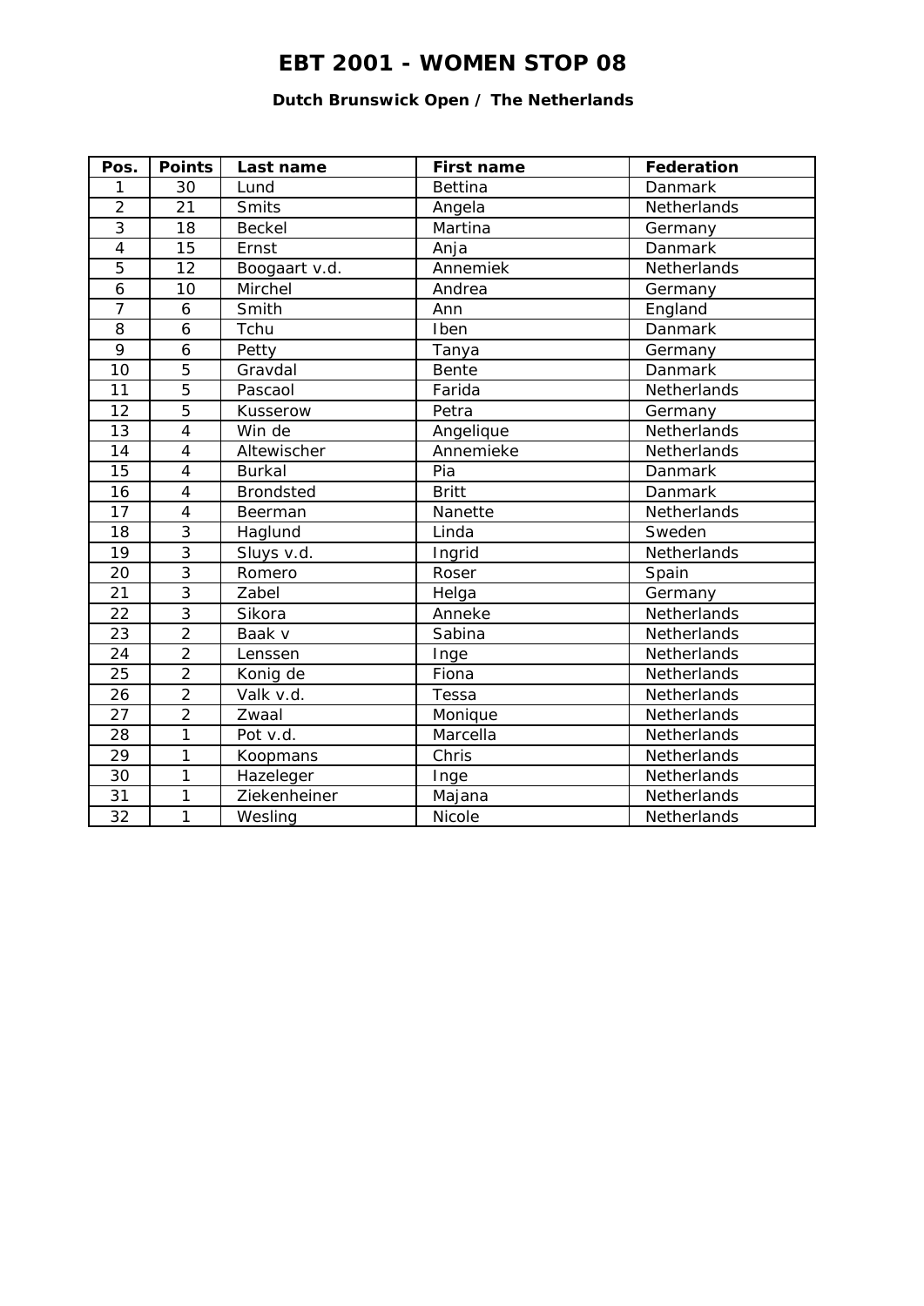# EBT 2001 - WOMEN STOP 08

### Dutch Brunswick Open / The Netherlands

| Pos. | Points | Last name | First name | Federation |
|---|---|---|---|---|
| 1 | 30 | Lund | Bettina | Danmark |
| 2 | 21 | Smits | Angela | Netherlands |
| 3 | 18 | Beckel | Martina | Germany |
| 4 | 15 | Ernst | Anja | Danmark |
| 5 | 12 | Boogaart v.d. | Annemiek | Netherlands |
| 6 | 10 | Mirchel | Andrea | Germany |
| 7 | 6 | Smith | Ann | England |
| 8 | 6 | Tchu | Iben | Danmark |
| 9 | 6 | Petty | Tanya | Germany |
| 10 | 5 | Gravdal | Bente | Danmark |
| 11 | 5 | Pascaol | Farida | Netherlands |
| 12 | 5 | Kusserow | Petra | Germany |
| 13 | 4 | Win de | Angelique | Netherlands |
| 14 | 4 | Altewischer | Annemieke | Netherlands |
| 15 | 4 | Burkal | Pia | Danmark |
| 16 | 4 | Brondsted | Britt | Danmark |
| 17 | 4 | Beerman | Nanette | Netherlands |
| 18 | 3 | Haglund | Linda | Sweden |
| 19 | 3 | Sluys v.d. | Ingrid | Netherlands |
| 20 | 3 | Romero | Roser | Spain |
| 21 | 3 | Zabel | Helga | Germany |
| 22 | 3 | Sikora | Anneke | Netherlands |
| 23 | 2 | Baak v | Sabina | Netherlands |
| 24 | 2 | Lenssen | Inge | Netherlands |
| 25 | 2 | Konig de | Fiona | Netherlands |
| 26 | 2 | Valk v.d. | Tessa | Netherlands |
| 27 | 2 | Zwaal | Monique | Netherlands |
| 28 | 1 | Pot v.d. | Marcella | Netherlands |
| 29 | 1 | Koopmans | Chris | Netherlands |
| 30 | 1 | Hazeleger | Inge | Netherlands |
| 31 | 1 | Ziekenheiner | Majana | Netherlands |
| 32 | 1 | Wesling | Nicole | Netherlands |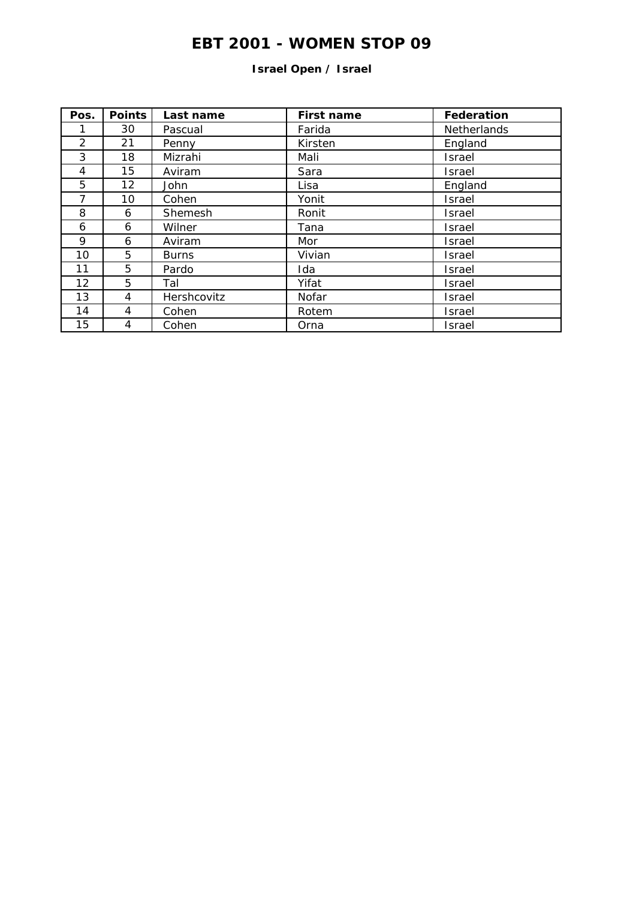# EBT 2001 - WOMEN STOP 09

**Israel Open / Israel**

| Pos. | Points | Last name | First name | Federation |
|---|---|---|---|---|
| 1 | 30 | Pascual | Farida | Netherlands |
| 2 | 21 | Penny | Kirsten | England |
| 3 | 18 | Mizrahi | Mali | Israel |
| 4 | 15 | Aviram | Sara | Israel |
| 5 | 12 | John | Lisa | England |
| 7 | 10 | Cohen | Yonit | Israel |
| 8 | 6 | Shemesh | Ronit | Israel |
| 6 | 6 | Wilner | Tana | Israel |
| 9 | 6 | Aviram | Mor | Israel |
| 10 | 5 | Burns | Vivian | Israel |
| 11 | 5 | Pardo | Ida | Israel |
| 12 | 5 | Tal | Yifat | Israel |
| 13 | 4 | Hershcovitz | Nofar | Israel |
| 14 | 4 | Cohen | Rotem | Israel |
| 15 | 4 | Cohen | Orna | Israel |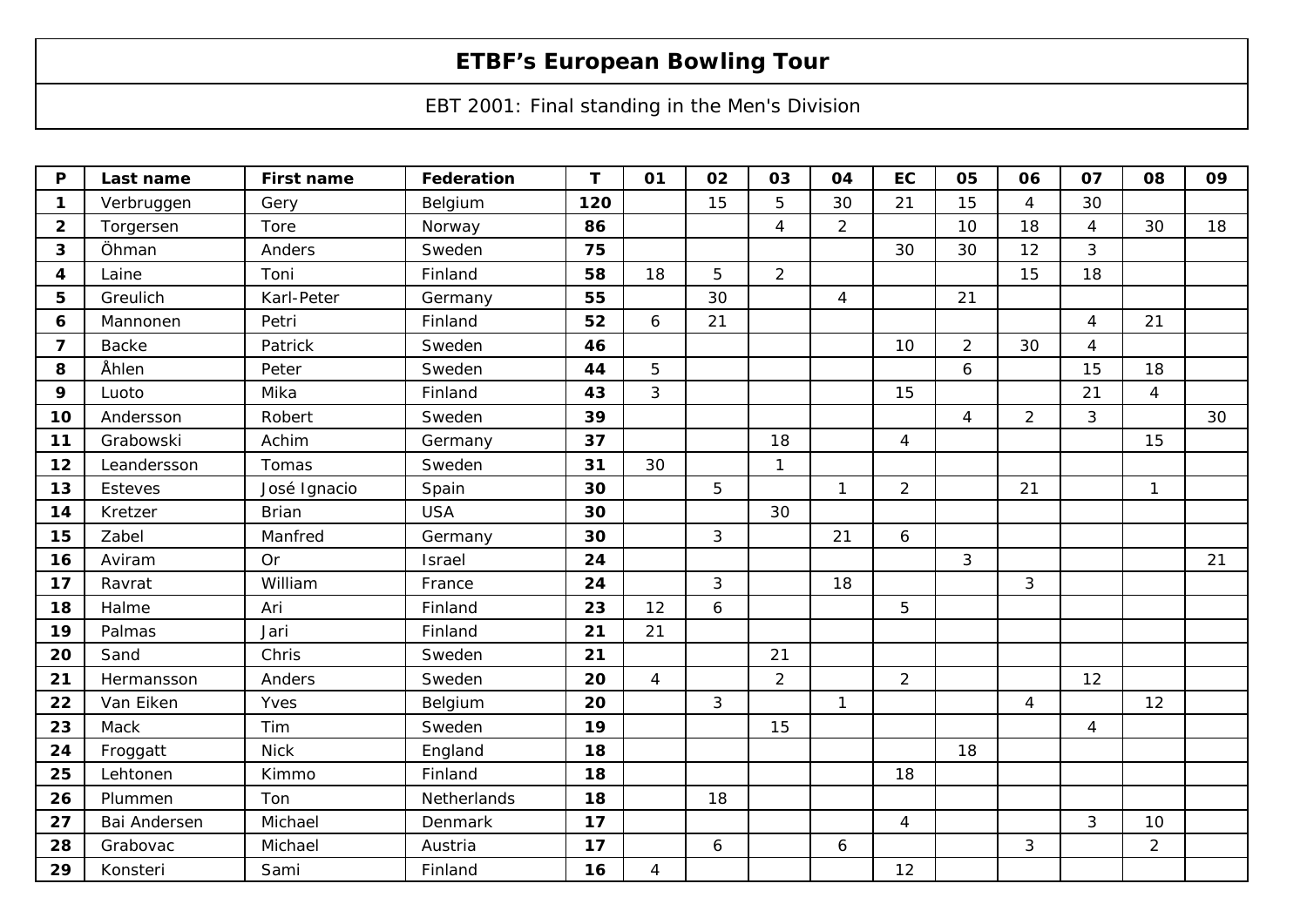# ETBF's European Bowling Tour

EBT 2001: Final standing in the Men's Division

| P | Last name | First name | Federation | T | 01 | 02 | 03 | 04 | EC | 05 | 06 | 07 | 08 | 09 |
|---|---|---|---|---|---|---|---|---|---|---|---|---|---|---|
| **1** | Verbruggen | Gery | Belgium | **120** | | 15 | 5 | 30 | 21 | 15 | 4 | 30 | | |
| **2** | Torgersen | Tore | Norway | **86** | | | 4 | 2 | | 10 | 18 | 4 | 30 | 18 |
| **3** | Öhman | Anders | Sweden | **75** | | | | | 30 | 30 | 12 | 3 | | |
| **4** | Laine | Toni | Finland | **58** | 18 | 5 | 2 | | | | 15 | 18 | | |
| **5** | Greulich | Karl-Peter | Germany | **55** | | 30 | | 4 | | 21 | | | | |
| **6** | Mannonen | Petri | Finland | **52** | 6 | 21 | | | | | | 4 | 21 | |
| **7** | Backe | Patrick | Sweden | **46** | | | | | 10 | 2 | 30 | 4 | | |
| **8** | Åhlen | Peter | Sweden | **44** | 5 | | | | | 6 | | 15 | 18 | |
| **9** | Luoto | Mika | Finland | **43** | 3 | | | | 15 | | | 21 | 4 | |
| **10** | Andersson | Robert | Sweden | **39** | | | | | | 4 | 2 | 3 | | 30 |
| **11** | Grabowski | Achim | Germany | **37** | | | 18 | | 4 | | | | 15 | |
| **12** | Leandersson | Tomas | Sweden | **31** | 30 | | 1 | | | | | | | |
| **13** | Esteves | José Ignacio | Spain | **30** | | 5 | | 1 | 2 | | 21 | | 1 | |
| **14** | Kretzer | Brian | USA | **30** | | | 30 | | | | | | | |
| **15** | Zabel | Manfred | Germany | **30** | | 3 | | 21 | 6 | | | | | |
| **16** | Aviram | Or | Israel | **24** | | | | | | 3 | | | | 21 |
| **17** | Ravrat | William | France | **24** | | 3 | | 18 | | | 3 | | | |
| **18** | Halme | Ari | Finland | **23** | 12 | 6 | | | 5 | | | | | |
| **19** | Palmas | Jari | Finland | **21** | 21 | | | | | | | | | |
| **20** | Sand | Chris | Sweden | **21** | | | 21 | | | | | | | |
| **21** | Hermansson | Anders | Sweden | **20** | 4 | | 2 | | 2 | | | 12 | | |
| **22** | Van Eiken | Yves | Belgium | **20** | | 3 | | 1 | | | 4 | | 12 | |
| **23** | Mack | Tim | Sweden | **19** | | | 15 | | | | | 4 | | |
| **24** | Froggatt | Nick | England | **18** | | | | | | 18 | | | | |
| **25** | Lehtonen | Kimmo | Finland | **18** | | | | | 18 | | | | | |
| **26** | Plummen | Ton | Netherlands | **18** | | 18 | | | | | | | | |
| **27** | Bai Andersen | Michael | Denmark | **17** | | | | | 4 | | | 3 | 10 | |
| **28** | Grabovac | Michael | Austria | **17** | | 6 | | 6 | | | 3 | | 2 | |
| **29** | Konsteri | Sami | Finland | **16** | 4 | | | | 12 | | | | | |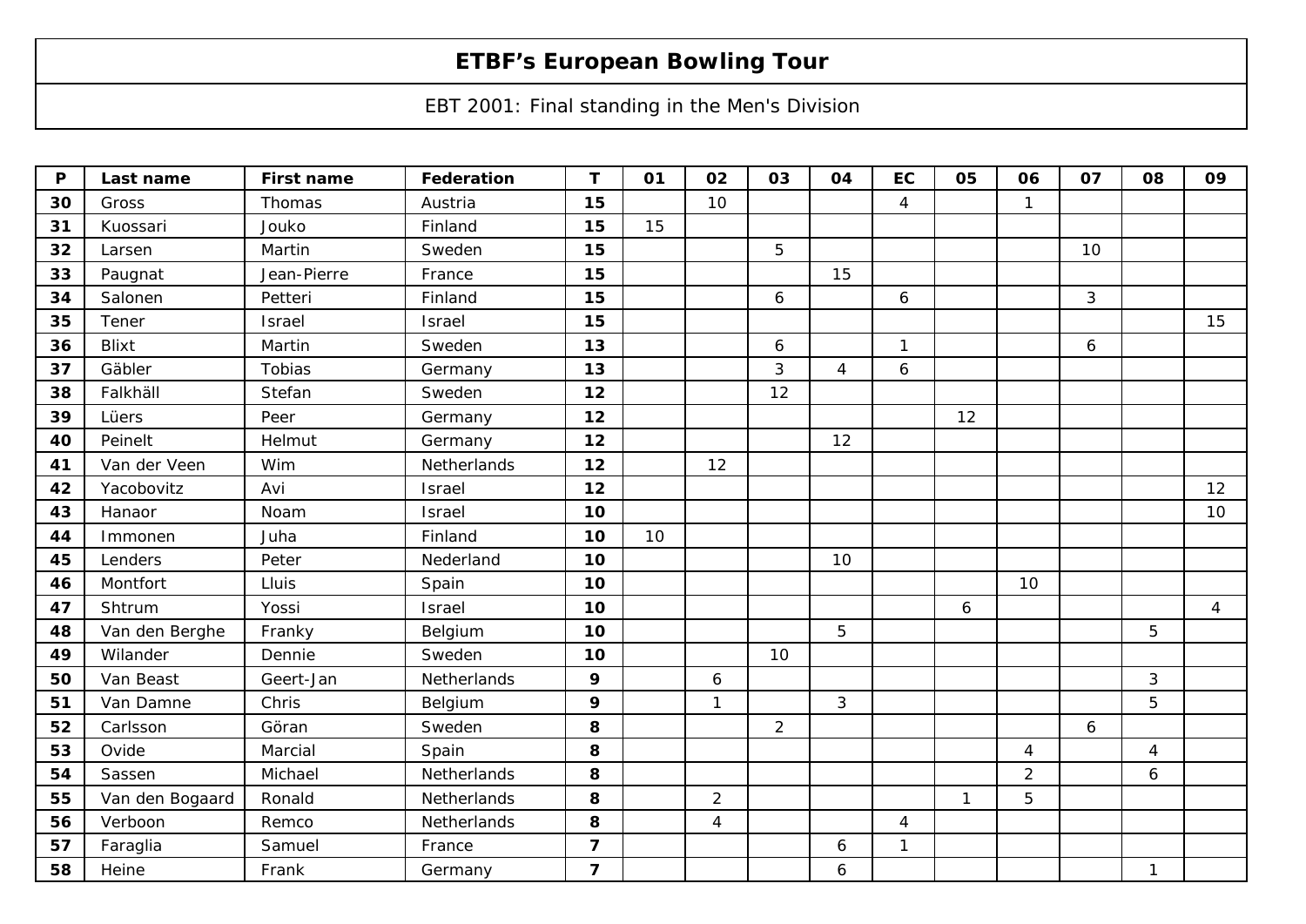# ETBF's European Bowling Tour

EBT 2001: Final standing in the Men's Division

| P | Last name | First name | Federation | T | 01 | 02 | 03 | 04 | EC | 05 | 06 | 07 | 08 | 09 |
|---|---|---|---|---|---|---|---|---|---|---|---|---|---|---|
| **30** | Gross | Thomas | Austria | **15** | | 10 | | | 4 | | 1 | | | |
| **31** | Kuossari | Jouko | Finland | **15** | 15 | | | | | | | | | |
| **32** | Larsen | Martin | Sweden | **15** | | | 5 | | | | | 10 | | |
| **33** | Paugnat | Jean-Pierre | France | **15** | | | | 15 | | | | | | |
| **34** | Salonen | Petteri | Finland | **15** | | | 6 | | 6 | | | 3 | | |
| **35** | Tener | Israel | Israel | **15** | | | | | | | | | | 15 |
| **36** | Blixt | Martin | Sweden | **13** | | | 6 | | 1 | | | 6 | | |
| **37** | Gäbler | Tobias | Germany | **13** | | | 3 | 4 | 6 | | | | | |
| **38** | Falkhäll | Stefan | Sweden | **12** | | | 12 | | | | | | | |
| **39** | Lüers | Peer | Germany | **12** | | | | | | 12 | | | | |
| **40** | Peinelt | Helmut | Germany | **12** | | | | 12 | | | | | | |
| **41** | Van der Veen | Wim | Netherlands | **12** | | 12 | | | | | | | | |
| **42** | Yacobovitz | Avi | Israel | **12** | | | | | | | | | | 12 |
| **43** | Hanaor | Noam | Israel | **10** | | | | | | | | | | 10 |
| **44** | Immonen | Juha | Finland | **10** | 10 | | | | | | | | | |
| **45** | Lenders | Peter | Nederland | **10** | | | | 10 | | | | | | |
| **46** | Montfort | Lluis | Spain | **10** | | | | | | | 10 | | | |
| **47** | Shtrum | Yossi | Israel | **10** | | | | | | 6 | | | | 4 |
| **48** | Van den Berghe | Franky | Belgium | **10** | | | | 5 | | | | | 5 | |
| **49** | Wilander | Dennie | Sweden | **10** | | | 10 | | | | | | | |
| **50** | Van Beast | Geert-Jan | Netherlands | **9** | | 6 | | | | | | | 3 | |
| **51** | Van Damne | Chris | Belgium | **9** | | 1 | | 3 | | | | | 5 | |
| **52** | Carlsson | Göran | Sweden | **8** | | | 2 | | | | | 6 | | |
| **53** | Ovide | Marcial | Spain | **8** | | | | | | | 4 | | 4 | |
| **54** | Sassen | Michael | Netherlands | **8** | | | | | | | 2 | | 6 | |
| **55** | Van den Bogaard | Ronald | Netherlands | **8** | | 2 | | | | 1 | 5 | | | |
| **56** | Verboon | Remco | Netherlands | **8** | | 4 | | | 4 | | | | | |
| **57** | Faraglia | Samuel | France | **7** | | | | 6 | 1 | | | | | |
| **58** | Heine | Frank | Germany | **7** | | | | 6 | | | | | 1 | |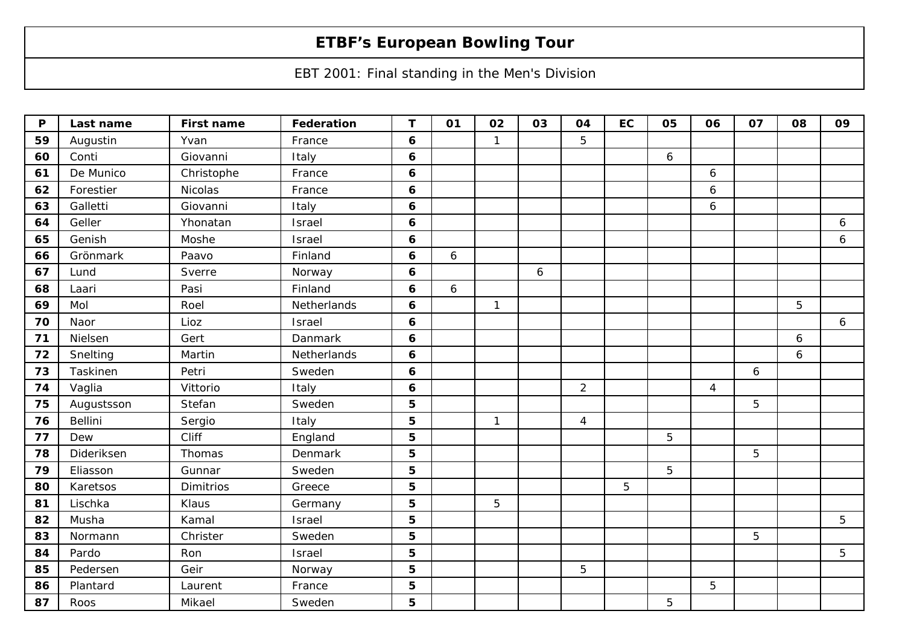# ETBF's European Bowling Tour

EBT 2001: Final standing in the Men's Division

| P | Last name | First name | Federation | T | 01 | 02 | 03 | 04 | EC | 05 | 06 | 07 | 08 | 09 |
|---|---|---|---|---|---|---|---|---|---|---|---|---|---|---|
| **59** | Augustin | Yvan | France | **6** | | 1 | | 5 | | | | | | |
| **60** | Conti | Giovanni | Italy | **6** | | | | | | 6 | | | | |
| **61** | De Munico | Christophe | France | **6** | | | | | | | 6 | | | |
| **62** | Forestier | Nicolas | France | **6** | | | | | | | 6 | | | |
| **63** | Galletti | Giovanni | Italy | **6** | | | | | | | 6 | | | |
| **64** | Geller | Yhonatan | Israel | **6** | | | | | | | | | | 6 |
| **65** | Genish | Moshe | Israel | **6** | | | | | | | | | | 6 |
| **66** | Grönmark | Paavo | Finland | **6** | 6 | | | | | | | | | |
| **67** | Lund | Sverre | Norway | **6** | | | 6 | | | | | | | |
| **68** | Laari | Pasi | Finland | **6** | 6 | | | | | | | | | |
| **69** | Mol | Roel | Netherlands | **6** | | 1 | | | | | | | 5 | |
| **70** | Naor | Lioz | Israel | **6** | | | | | | | | | | 6 |
| **71** | Nielsen | Gert | Danmark | **6** | | | | | | | | | 6 | |
| **72** | Snelting | Martin | Netherlands | **6** | | | | | | | | | 6 | |
| **73** | Taskinen | Petri | Sweden | **6** | | | | | | | | 6 | | |
| **74** | Vaglia | Vittorio | Italy | **6** | | | | 2 | | | 4 | | | |
| **75** | Augustsson | Stefan | Sweden | **5** | | | | | | | | 5 | | |
| **76** | Bellini | Sergio | Italy | **5** | | 1 | | 4 | | | | | | |
| **77** | Dew | Cliff | England | **5** | | | | | | 5 | | | | |
| **78** | Dideriksen | Thomas | Denmark | **5** | | | | | | | | 5 | | |
| **79** | Eliasson | Gunnar | Sweden | **5** | | | | | | 5 | | | | |
| **80** | Karetsos | Dimitrios | Greece | **5** | | | | | 5 | | | | | |
| **81** | Lischka | Klaus | Germany | **5** | | 5 | | | | | | | | |
| **82** | Musha | Kamal | Israel | **5** | | | | | | | | | | 5 |
| **83** | Normann | Christer | Sweden | **5** | | | | | | | | 5 | | |
| **84** | Pardo | Ron | Israel | **5** | | | | | | | | | | 5 |
| **85** | Pedersen | Geir | Norway | **5** | | | | 5 | | | | | | |
| **86** | Plantard | Laurent | France | **5** | | | | | | | 5 | | | |
| **87** | Roos | Mikael | Sweden | **5** | | | | | | 5 | | | | |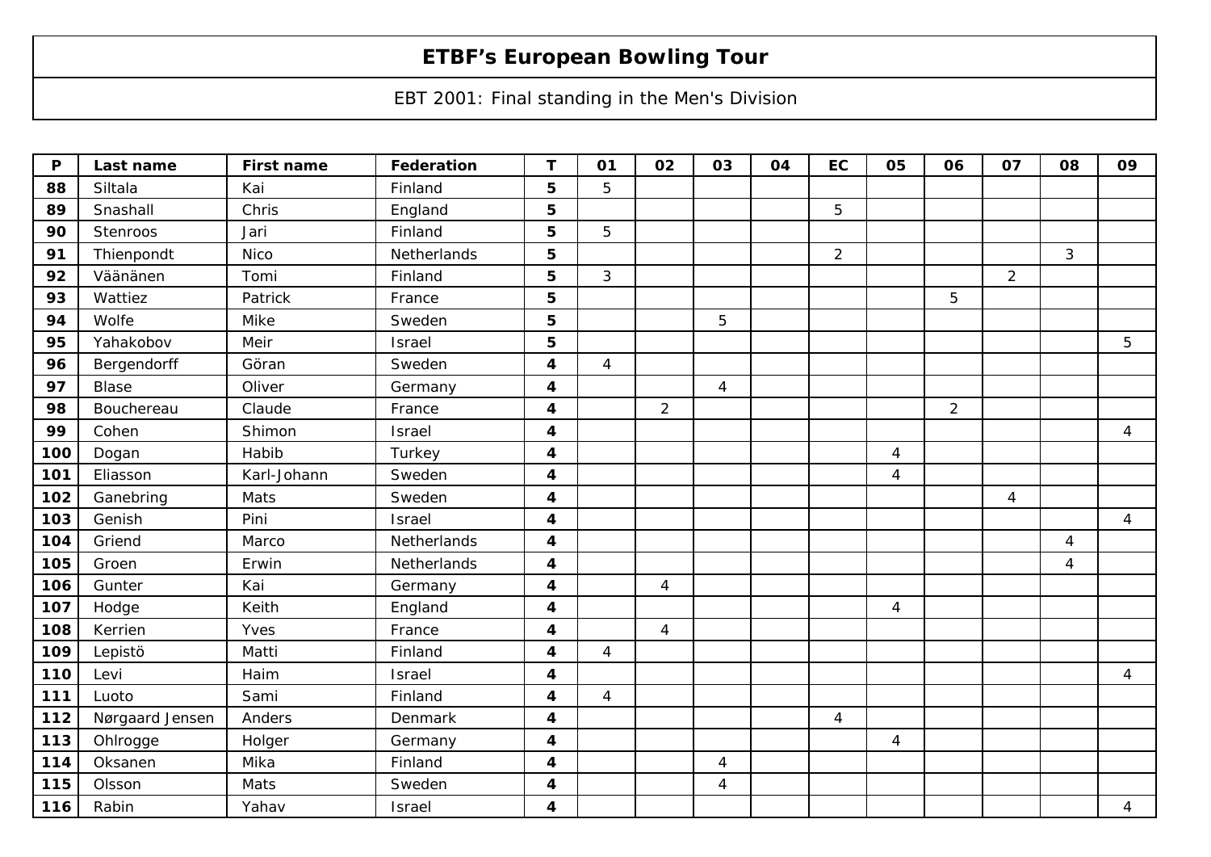# ETBF's European Bowling Tour

EBT 2001: Final standing in the Men's Division

| P | Last name | First name | Federation | T | 01 | 02 | 03 | 04 | EC | 05 | 06 | 07 | 08 | 09 |
|---|---|---|---|---|---|---|---|---|---|---|---|---|---|---|
| 88 | Siltala | Kai | Finland | 5 | 5 | | | | | | | | | |
| 89 | Snashall | Chris | England | 5 | | | | | 5 | | | | | |
| 90 | Stenroos | Jari | Finland | 5 | 5 | | | | | | | | | |
| 91 | Thienpondt | Nico | Netherlands | 5 | | | | | 2 | | | | 3 | |
| 92 | Väänänen | Tomi | Finland | 5 | 3 | | | | | | | 2 | | |
| 93 | Wattiez | Patrick | France | 5 | | | | | | | 5 | | | |
| 94 | Wolfe | Mike | Sweden | 5 | | | 5 | | | | | | | |
| 95 | Yahakobov | Meir | Israel | 5 | | | | | | | | | | 5 |
| 96 | Bergendorff | Göran | Sweden | 4 | 4 | | | | | | | | | |
| 97 | Blase | Oliver | Germany | 4 | | | 4 | | | | | | | |
| 98 | Bouchereau | Claude | France | 4 | | 2 | | | | | 2 | | | |
| 99 | Cohen | Shimon | Israel | 4 | | | | | | | | | | 4 |
| 100 | Dogan | Habib | Turkey | 4 | | | | | | 4 | | | | |
| 101 | Eliasson | Karl-Johann | Sweden | 4 | | | | | | 4 | | | | |
| 102 | Ganebring | Mats | Sweden | 4 | | | | | | | | 4 | | |
| 103 | Genish | Pini | Israel | 4 | | | | | | | | | | 4 |
| 104 | Griend | Marco | Netherlands | 4 | | | | | | | | | 4 | |
| 105 | Groen | Erwin | Netherlands | 4 | | | | | | | | | 4 | |
| 106 | Gunter | Kai | Germany | 4 | | 4 | | | | | | | | |
| 107 | Hodge | Keith | England | 4 | | | | | | 4 | | | | |
| 108 | Kerrien | Yves | France | 4 | | 4 | | | | | | | | |
| 109 | Lepistö | Matti | Finland | 4 | 4 | | | | | | | | | |
| 110 | Levi | Haim | Israel | 4 | | | | | | | | | | 4 |
| 111 | Luoto | Sami | Finland | 4 | 4 | | | | | | | | | |
| 112 | Nørgaard Jensen | Anders | Denmark | 4 | | | | | 4 | | | | | |
| 113 | Ohlrogge | Holger | Germany | 4 | | | | | | 4 | | | | |
| 114 | Oksanen | Mika | Finland | 4 | | | 4 | | | | | | | |
| 115 | Olsson | Mats | Sweden | 4 | | | 4 | | | | | | | |
| 116 | Rabin | Yahav | Israel | 4 | | | | | | | | | | 4 |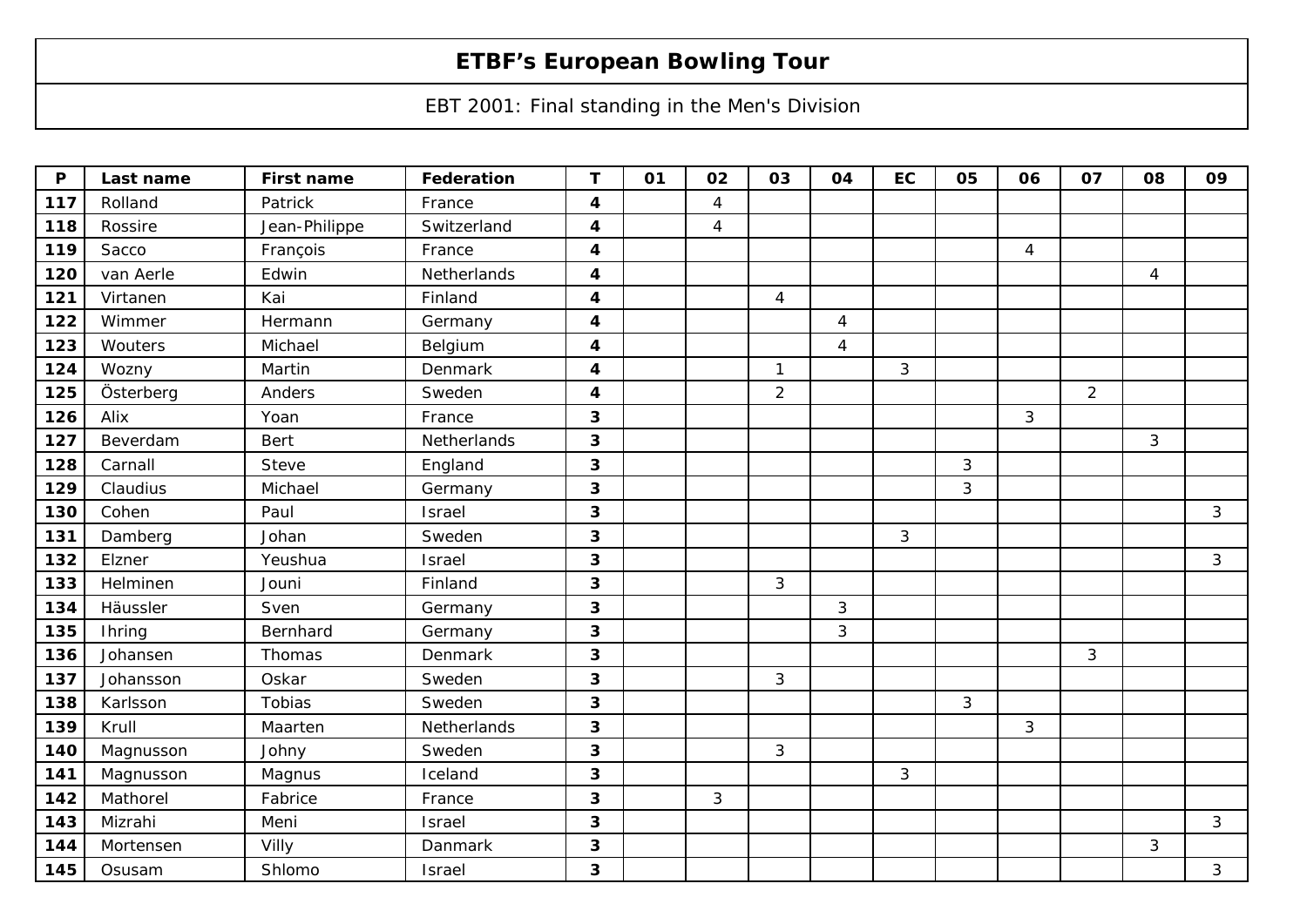# ETBF's European Bowling Tour

EBT 2001: Final standing in the Men's Division

| P | Last name | First name | Federation | T | 01 | 02 | 03 | 04 | EC | 05 | 06 | 07 | 08 | 09 |
|---|---|---|---|---|---|---|---|---|---|---|---|---|---|---|
| 117 | Rolland | Patrick | France | 4 | | 4 | | | | | | | | |
| 118 | Rossire | Jean-Philippe | Switzerland | 4 | | 4 | | | | | | | | |
| 119 | Sacco | François | France | 4 | | | | | | | 4 | | | |
| 120 | van Aerle | Edwin | Netherlands | 4 | | | | | | | | | 4 | |
| 121 | Virtanen | Kai | Finland | 4 | | | 4 | | | | | | | |
| 122 | Wimmer | Hermann | Germany | 4 | | | | 4 | | | | | | |
| 123 | Wouters | Michael | Belgium | 4 | | | | 4 | | | | | | |
| 124 | Wozny | Martin | Denmark | 4 | | | 1 | | 3 | | | | | |
| 125 | Österberg | Anders | Sweden | 4 | | | 2 | | | | | 2 | | |
| 126 | Alix | Yoan | France | 3 | | | | | | | 3 | | | |
| 127 | Beverdam | Bert | Netherlands | 3 | | | | | | | | | 3 | |
| 128 | Carnall | Steve | England | 3 | | | | | | 3 | | | | |
| 129 | Claudius | Michael | Germany | 3 | | | | | | 3 | | | | |
| 130 | Cohen | Paul | Israel | 3 | | | | | | | | | | 3 |
| 131 | Damberg | Johan | Sweden | 3 | | | | | 3 | | | | | |
| 132 | Elzner | Yeushua | Israel | 3 | | | | | | | | | | 3 |
| 133 | Helminen | Jouni | Finland | 3 | | | 3 | | | | | | | |
| 134 | Häussler | Sven | Germany | 3 | | | | 3 | | | | | | |
| 135 | Ihring | Bernhard | Germany | 3 | | | | 3 | | | | | | |
| 136 | Johansen | Thomas | Denmark | 3 | | | | | | | | 3 | | |
| 137 | Johansson | Oskar | Sweden | 3 | | | 3 | | | | | | | |
| 138 | Karlsson | Tobias | Sweden | 3 | | | | | | 3 | | | | |
| 139 | Krull | Maarten | Netherlands | 3 | | | | | | | 3 | | | |
| 140 | Magnusson | Johny | Sweden | 3 | | | 3 | | | | | | | |
| 141 | Magnusson | Magnus | Iceland | 3 | | | | | 3 | | | | | |
| 142 | Mathorel | Fabrice | France | 3 | | 3 | | | | | | | | |
| 143 | Mizrahi | Meni | Israel | 3 | | | | | | | | | | 3 |
| 144 | Mortensen | Villy | Danmark | 3 | | | | | | | | | 3 | |
| 145 | Osusam | Shlomo | Israel | 3 | | | | | | | | | | 3 |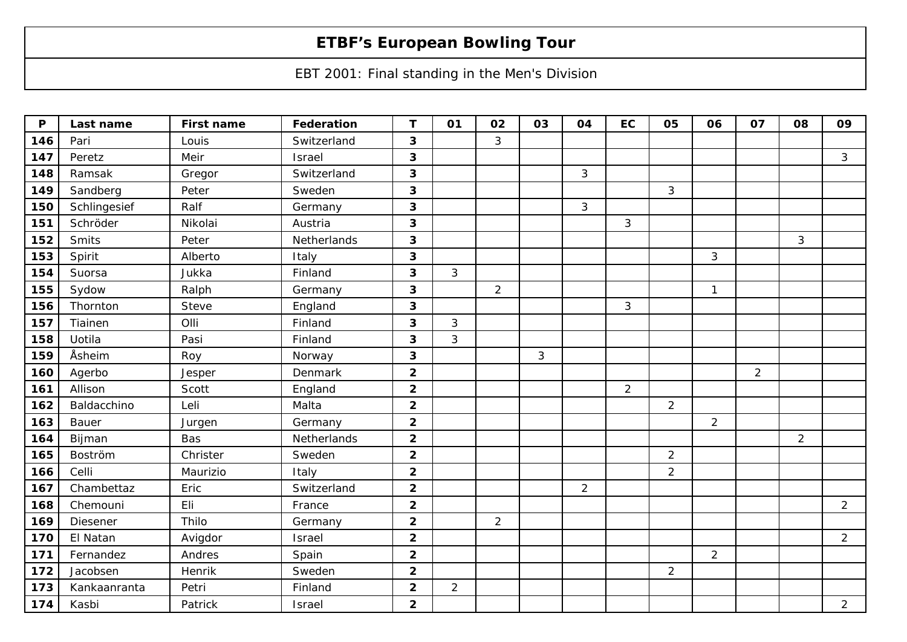# ETBF's European Bowling Tour

EBT 2001: Final standing in the Men's Division

| P | Last name | First name | Federation | T | 01 | 02 | 03 | 04 | EC | 05 | 06 | 07 | 08 | 09 |
|---|---|---|---|---|---|---|---|---|---|---|---|---|---|---|
| 146 | Pari | Louis | Switzerland | 3 | | 3 | | | | | | | | |
| 147 | Peretz | Meir | Israel | 3 | | | | | | | | | | 3 |
| 148 | Ramsak | Gregor | Switzerland | 3 | | | | 3 | | | | | | |
| 149 | Sandberg | Peter | Sweden | 3 | | | | | | 3 | | | | |
| 150 | Schlingesief | Ralf | Germany | 3 | | | | 3 | | | | | | |
| 151 | Schröder | Nikolai | Austria | 3 | | | | | 3 | | | | | |
| 152 | Smits | Peter | Netherlands | 3 | | | | | | | | | 3 | |
| 153 | Spirit | Alberto | Italy | 3 | | | | | | | 3 | | | |
| 154 | Suorsa | Jukka | Finland | 3 | 3 | | | | | | | | | |
| 155 | Sydow | Ralph | Germany | 3 | | 2 | | | | | 1 | | | |
| 156 | Thornton | Steve | England | 3 | | | | | 3 | | | | | |
| 157 | Tiainen | Olli | Finland | 3 | 3 | | | | | | | | | |
| 158 | Uotila | Pasi | Finland | 3 | 3 | | | | | | | | | |
| 159 | Åsheim | Roy | Norway | 3 | | | 3 | | | | | | | |
| 160 | Agerbo | Jesper | Denmark | 2 | | | | | | | | 2 | | |
| 161 | Allison | Scott | England | 2 | | | | | 2 | | | | | |
| 162 | Baldacchino | Leli | Malta | 2 | | | | | | 2 | | | | |
| 163 | Bauer | Jurgen | Germany | 2 | | | | | | | 2 | | | |
| 164 | Bijman | Bas | Netherlands | 2 | | | | | | | | | 2 | |
| 165 | Boström | Christer | Sweden | 2 | | | | | | 2 | | | | |
| 166 | Celli | Maurizio | Italy | 2 | | | | | | 2 | | | | |
| 167 | Chambettaz | Eric | Switzerland | 2 | | | | 2 | | | | | | |
| 168 | Chemouni | Eli | France | 2 | | | | | | | | | | 2 |
| 169 | Diesener | Thilo | Germany | 2 | | 2 | | | | | | | | |
| 170 | El Natan | Avigdor | Israel | 2 | | | | | | | | | | 2 |
| 171 | Fernandez | Andres | Spain | 2 | | | | | | | 2 | | | |
| 172 | Jacobsen | Henrik | Sweden | 2 | | | | | | 2 | | | | |
| 173 | Kankaanranta | Petri | Finland | 2 | 2 | | | | | | | | | |
| 174 | Kasbi | Patrick | Israel | 2 | | | | | | | | | | 2 |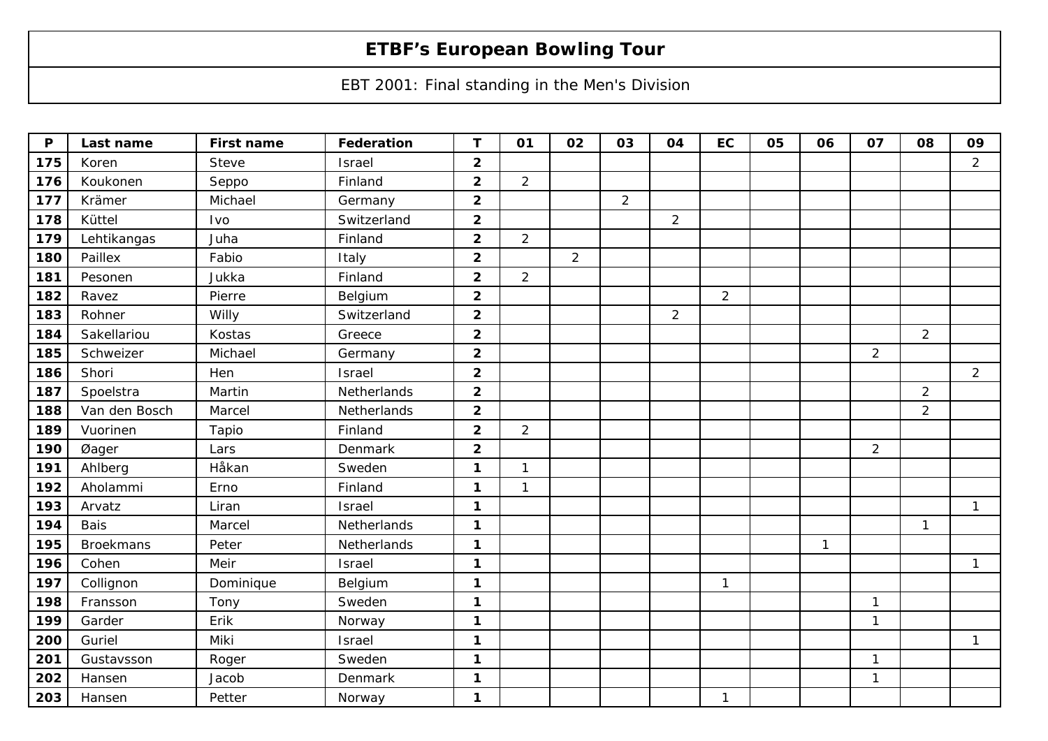# ETBF's European Bowling Tour

EBT 2001: Final standing in the Men's Division

| P | Last name | First name | Federation | T | 01 | 02 | 03 | 04 | EC | 05 | 06 | 07 | 08 | 09 |
|---|---|---|---|---|---|---|---|---|---|---|---|---|---|---|
| **175** | Koren | Steve | Israel | **2** | | | | | | | | | | 2 |
| **176** | Koukonen | Seppo | Finland | **2** | 2 | | | | | | | | | |
| **177** | Krämer | Michael | Germany | **2** | | | 2 | | | | | | | |
| **178** | Küttel | Ivo | Switzerland | **2** | | | | 2 | | | | | | |
| **179** | Lehtikangas | Juha | Finland | **2** | 2 | | | | | | | | | |
| **180** | Paillex | Fabio | Italy | **2** | | 2 | | | | | | | | |
| **181** | Pesonen | Jukka | Finland | **2** | 2 | | | | | | | | | |
| **182** | Ravez | Pierre | Belgium | **2** | | | | | 2 | | | | | |
| **183** | Rohner | Willy | Switzerland | **2** | | | | 2 | | | | | | |
| **184** | Sakellariou | Kostas | Greece | **2** | | | | | | | | | 2 | |
| **185** | Schweizer | Michael | Germany | **2** | | | | | | | | 2 | | |
| **186** | Shori | Hen | Israel | **2** | | | | | | | | | | 2 |
| **187** | Spoelstra | Martin | Netherlands | **2** | | | | | | | | | 2 | |
| **188** | Van den Bosch | Marcel | Netherlands | **2** | | | | | | | | | 2 | |
| **189** | Vuorinen | Tapio | Finland | **2** | 2 | | | | | | | | | |
| **190** | Øager | Lars | Denmark | **2** | | | | | | | | 2 | | |
| **191** | Ahlberg | Håkan | Sweden | **1** | 1 | | | | | | | | | |
| **192** | Aholammi | Erno | Finland | **1** | 1 | | | | | | | | | |
| **193** | Arvatz | Liran | Israel | **1** | | | | | | | | | | 1 |
| **194** | Bais | Marcel | Netherlands | **1** | | | | | | | | | 1 | |
| **195** | Broekmans | Peter | Netherlands | **1** | | | | | | | 1 | | | |
| **196** | Cohen | Meir | Israel | **1** | | | | | | | | | | 1 |
| **197** | Collignon | Dominique | Belgium | **1** | | | | | 1 | | | | | |
| **198** | Fransson | Tony | Sweden | **1** | | | | | | | | 1 | | |
| **199** | Garder | Erik | Norway | **1** | | | | | | | | 1 | | |
| **200** | Guriel | Miki | Israel | **1** | | | | | | | | | | 1 |
| **201** | Gustavsson | Roger | Sweden | **1** | | | | | | | | 1 | | |
| **202** | Hansen | Jacob | Denmark | **1** | | | | | | | | 1 | | |
| **203** | Hansen | Petter | Norway | **1** | | | | | 1 | | | | | |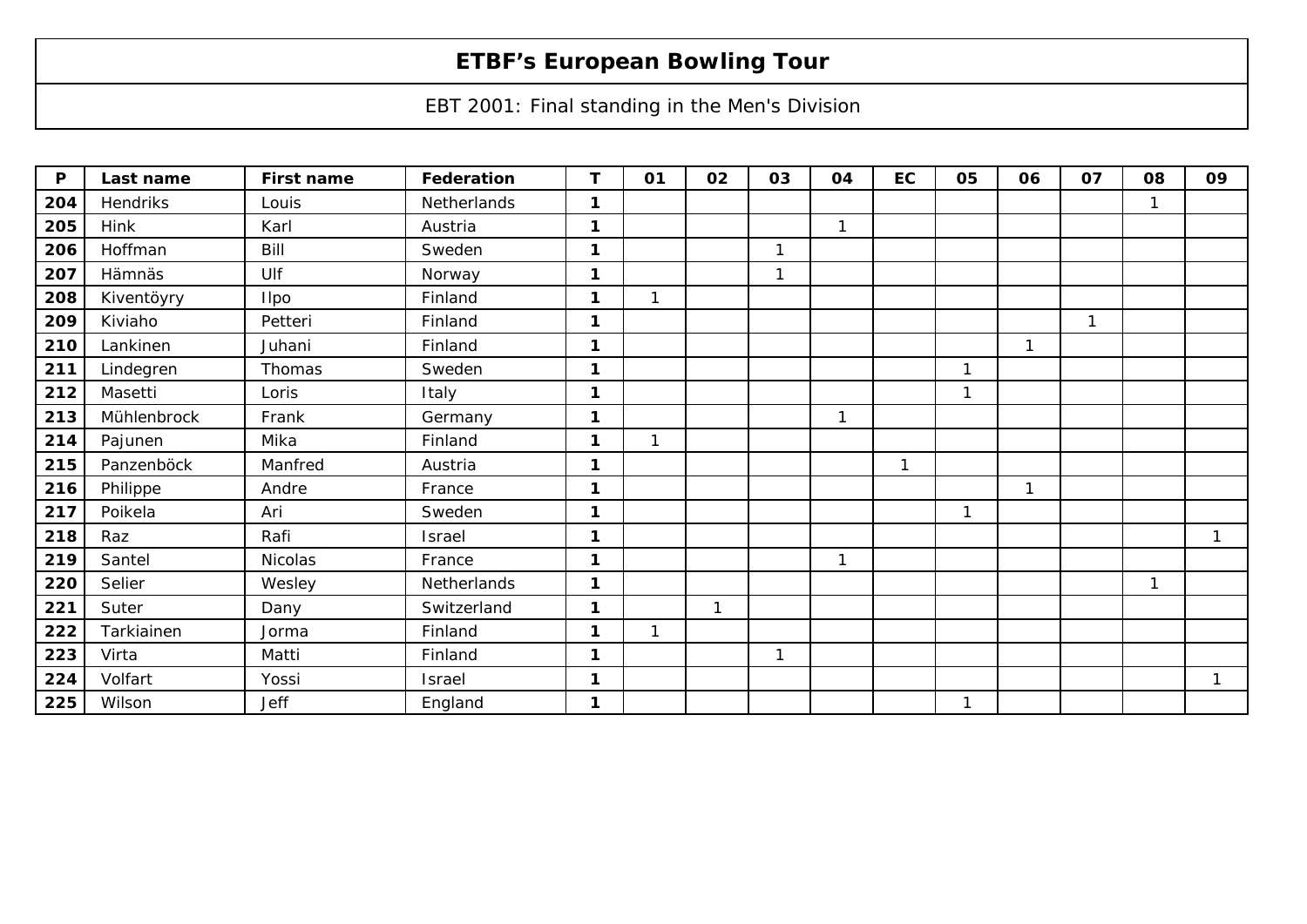# ETBF's European Bowling Tour

EBT 2001: Final standing in the Men's Division

| P | Last name | First name | Federation | T | 01 | 02 | 03 | 04 | EC | 05 | 06 | 07 | 08 | 09 |
|---|---|---|---|---|---|---|---|---|---|---|---|---|---|---|
| 204 | Hendriks | Louis | Netherlands | 1 | | | | | | | | | 1 | |
| 205 | Hink | Karl | Austria | 1 | | | | 1 | | | | | | |
| 206 | Hoffman | Bill | Sweden | 1 | | | 1 | | | | | | | |
| 207 | Hämnäs | Ulf | Norway | 1 | | | 1 | | | | | | | |
| 208 | Kiventöyry | Ilpo | Finland | 1 | 1 | | | | | | | | | |
| 209 | Kiviaho | Petteri | Finland | 1 | | | | | | | | 1 | | |
| 210 | Lankinen | Juhani | Finland | 1 | | | | | | | 1 | | | |
| 211 | Lindegren | Thomas | Sweden | 1 | | | | | | 1 | | | | |
| 212 | Masetti | Loris | Italy | 1 | | | | | | 1 | | | | |
| 213 | Mühlenbrock | Frank | Germany | 1 | | | | 1 | | | | | | |
| 214 | Pajunen | Mika | Finland | 1 | 1 | | | | | | | | | |
| 215 | Panzenböck | Manfred | Austria | 1 | | | | | 1 | | | | | |
| 216 | Philippe | Andre | France | 1 | | | | | | | 1 | | | |
| 217 | Poikela | Ari | Sweden | 1 | | | | | | 1 | | | | |
| 218 | Raz | Rafi | Israel | 1 | | | | | | | | | | 1 |
| 219 | Santel | Nicolas | France | 1 | | | | 1 | | | | | | |
| 220 | Selier | Wesley | Netherlands | 1 | | | | | | | | | 1 | |
| 221 | Suter | Dany | Switzerland | 1 | | 1 | | | | | | | | |
| 222 | Tarkiainen | Jorma | Finland | 1 | 1 | | | | | | | | | |
| 223 | Virta | Matti | Finland | 1 | | | 1 | | | | | | | |
| 224 | Volfart | Yossi | Israel | 1 | | | | | | | | | | 1 |
| 225 | Wilson | Jeff | England | 1 | | | | | | 1 | | | | |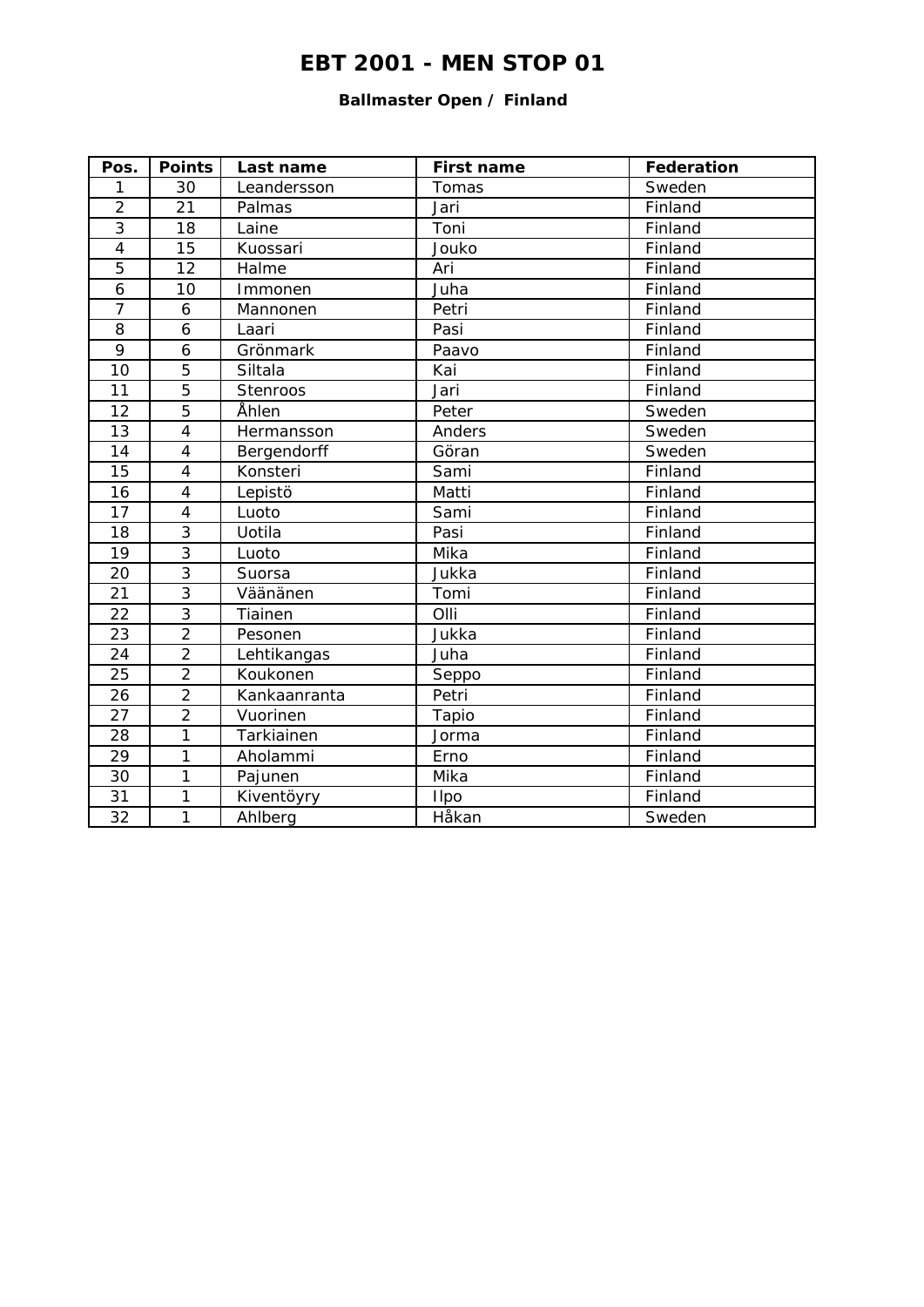# EBT 2001 - MEN STOP 01

### Ballmaster Open / Finland

| Pos. | Points | Last name | First name | Federation |
|---|---|---|---|---|
| 1 | 30 | Leandersson | Tomas | Sweden |
| 2 | 21 | Palmas | Jari | Finland |
| 3 | 18 | Laine | Toni | Finland |
| 4 | 15 | Kuossari | Jouko | Finland |
| 5 | 12 | Halme | Ari | Finland |
| 6 | 10 | Immonen | Juha | Finland |
| 7 | 6 | Mannonen | Petri | Finland |
| 8 | 6 | Laari | Pasi | Finland |
| 9 | 6 | Grönmark | Paavo | Finland |
| 10 | 5 | Siltala | Kai | Finland |
| 11 | 5 | Stenroos | Jari | Finland |
| 12 | 5 | Åhlen | Peter | Sweden |
| 13 | 4 | Hermansson | Anders | Sweden |
| 14 | 4 | Bergendorff | Göran | Sweden |
| 15 | 4 | Konsteri | Sami | Finland |
| 16 | 4 | Lepistö | Matti | Finland |
| 17 | 4 | Luoto | Sami | Finland |
| 18 | 3 | Uotila | Pasi | Finland |
| 19 | 3 | Luoto | Mika | Finland |
| 20 | 3 | Suorsa | Jukka | Finland |
| 21 | 3 | Väänänen | Tomi | Finland |
| 22 | 3 | Tiainen | Olli | Finland |
| 23 | 2 | Pesonen | Jukka | Finland |
| 24 | 2 | Lehtikangas | Juha | Finland |
| 25 | 2 | Koukonen | Seppo | Finland |
| 26 | 2 | Kankaanranta | Petri | Finland |
| 27 | 2 | Vuorinen | Tapio | Finland |
| 28 | 1 | Tarkiainen | Jorma | Finland |
| 29 | 1 | Aholammi | Erno | Finland |
| 30 | 1 | Pajunen | Mika | Finland |
| 31 | 1 | Kiventöyry | Ilpo | Finland |
| 32 | 1 | Ahlberg | Håkan | Sweden |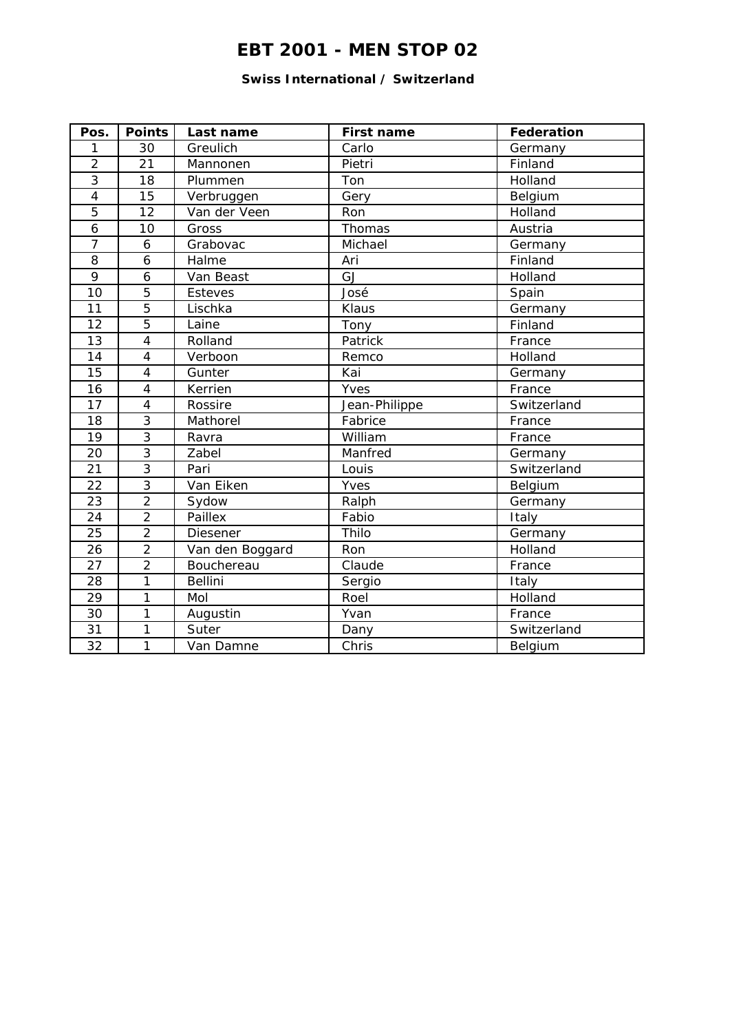# EBT 2001 - MEN STOP 02

### Swiss International / Switzerland

| Pos. | Points | Last name | First name | Federation |
|---|---|---|---|---|
| 1 | 30 | Greulich | Carlo | Germany |
| 2 | 21 | Mannonen | Pietri | Finland |
| 3 | 18 | Plummen | Ton | Holland |
| 4 | 15 | Verbruggen | Gery | Belgium |
| 5 | 12 | Van der Veen | Ron | Holland |
| 6 | 10 | Gross | Thomas | Austria |
| 7 | 6 | Grabovac | Michael | Germany |
| 8 | 6 | Halme | Ari | Finland |
| 9 | 6 | Van Beast | GJ | Holland |
| 10 | 5 | Esteves | José | Spain |
| 11 | 5 | Lischka | Klaus | Germany |
| 12 | 5 | Laine | Tony | Finland |
| 13 | 4 | Rolland | Patrick | France |
| 14 | 4 | Verboon | Remco | Holland |
| 15 | 4 | Gunter | Kai | Germany |
| 16 | 4 | Kerrien | Yves | France |
| 17 | 4 | Rossire | Jean-Philippe | Switzerland |
| 18 | 3 | Mathorel | Fabrice | France |
| 19 | 3 | Ravra | William | France |
| 20 | 3 | Zabel | Manfred | Germany |
| 21 | 3 | Pari | Louis | Switzerland |
| 22 | 3 | Van Eiken | Yves | Belgium |
| 23 | 2 | Sydow | Ralph | Germany |
| 24 | 2 | Paillex | Fabio | Italy |
| 25 | 2 | Diesener | Thilo | Germany |
| 26 | 2 | Van den Boggard | Ron | Holland |
| 27 | 2 | Bouchereau | Claude | France |
| 28 | 1 | Bellini | Sergio | Italy |
| 29 | 1 | Mol | Roel | Holland |
| 30 | 1 | Augustin | Yvan | France |
| 31 | 1 | Suter | Dany | Switzerland |
| 32 | 1 | Van Damne | Chris | Belgium |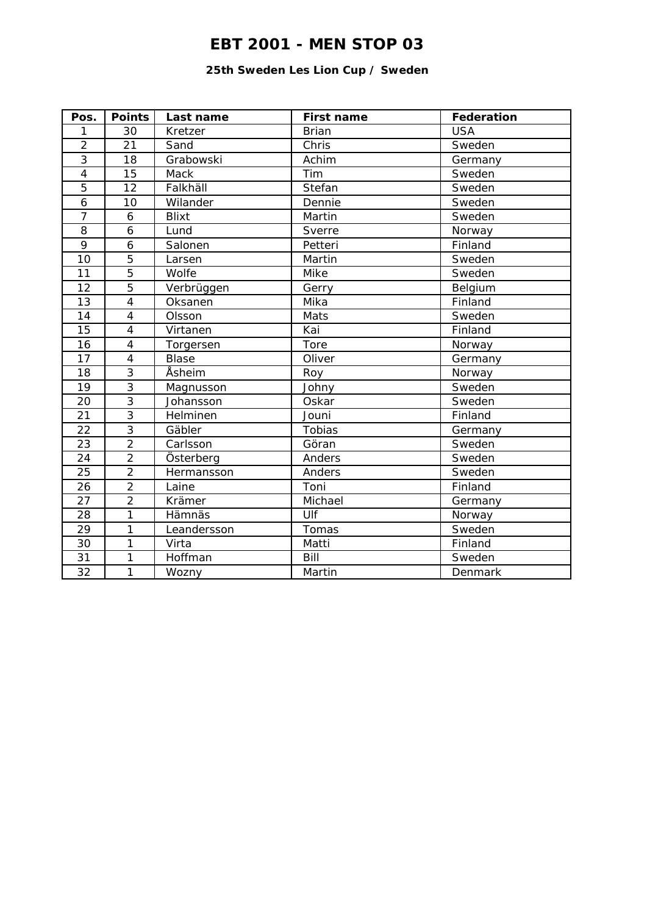# EBT 2001 - MEN STOP 03

### 25th Sweden Les Lion Cup / Sweden

| Pos. | Points | Last name | First name | Federation |
|---|---|---|---|---|
| 1 | 30 | Kretzer | Brian | USA |
| 2 | 21 | Sand | Chris | Sweden |
| 3 | 18 | Grabowski | Achim | Germany |
| 4 | 15 | Mack | Tim | Sweden |
| 5 | 12 | Falkhäll | Stefan | Sweden |
| 6 | 10 | Wilander | Dennie | Sweden |
| 7 | 6 | Blixt | Martin | Sweden |
| 8 | 6 | Lund | Sverre | Norway |
| 9 | 6 | Salonen | Petteri | Finland |
| 10 | 5 | Larsen | Martin | Sweden |
| 11 | 5 | Wolfe | Mike | Sweden |
| 12 | 5 | Verbrüggen | Gerry | Belgium |
| 13 | 4 | Oksanen | Mika | Finland |
| 14 | 4 | Olsson | Mats | Sweden |
| 15 | 4 | Virtanen | Kai | Finland |
| 16 | 4 | Torgersen | Tore | Norway |
| 17 | 4 | Blase | Oliver | Germany |
| 18 | 3 | Åsheim | Roy | Norway |
| 19 | 3 | Magnusson | Johny | Sweden |
| 20 | 3 | Johansson | Oskar | Sweden |
| 21 | 3 | Helminen | Jouni | Finland |
| 22 | 3 | Gäbler | Tobias | Germany |
| 23 | 2 | Carlsson | Göran | Sweden |
| 24 | 2 | Österberg | Anders | Sweden |
| 25 | 2 | Hermansson | Anders | Sweden |
| 26 | 2 | Laine | Toni | Finland |
| 27 | 2 | Krämer | Michael | Germany |
| 28 | 1 | Hämnäs | Ulf | Norway |
| 29 | 1 | Leandersson | Tomas | Sweden |
| 30 | 1 | Virta | Matti | Finland |
| 31 | 1 | Hoffman | Bill | Sweden |
| 32 | 1 | Wozny | Martin | Denmark |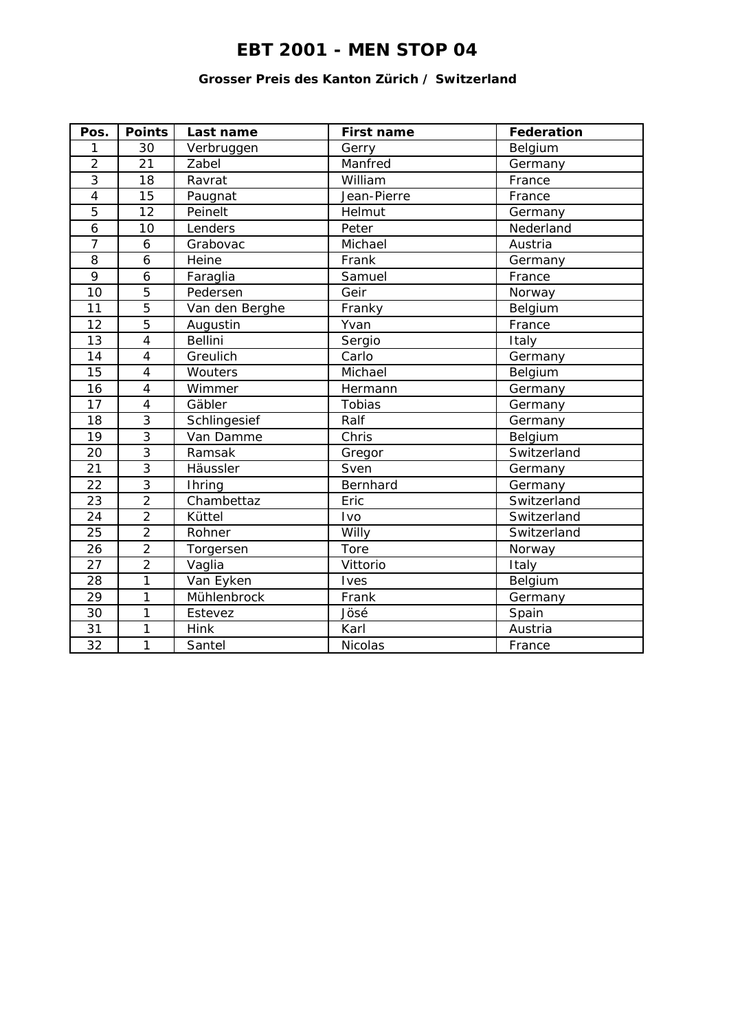# EBT 2001 - MEN STOP 04

### Grosser Preis des Kanton Zürich / Switzerland

| Pos. | Points | Last name | First name | Federation |
|---|---|---|---|---|
| 1 | 30 | Verbruggen | Gerry | Belgium |
| 2 | 21 | Zabel | Manfred | Germany |
| 3 | 18 | Ravrat | William | France |
| 4 | 15 | Paugnat | Jean-Pierre | France |
| 5 | 12 | Peinelt | Helmut | Germany |
| 6 | 10 | Lenders | Peter | Nederland |
| 7 | 6 | Grabovac | Michael | Austria |
| 8 | 6 | Heine | Frank | Germany |
| 9 | 6 | Faraglia | Samuel | France |
| 10 | 5 | Pedersen | Geir | Norway |
| 11 | 5 | Van den Berghe | Franky | Belgium |
| 12 | 5 | Augustin | Yvan | France |
| 13 | 4 | Bellini | Sergio | Italy |
| 14 | 4 | Greulich | Carlo | Germany |
| 15 | 4 | Wouters | Michael | Belgium |
| 16 | 4 | Wimmer | Hermann | Germany |
| 17 | 4 | Gäbler | Tobias | Germany |
| 18 | 3 | Schlingesief | Ralf | Germany |
| 19 | 3 | Van Damme | Chris | Belgium |
| 20 | 3 | Ramsak | Gregor | Switzerland |
| 21 | 3 | Häussler | Sven | Germany |
| 22 | 3 | Ihring | Bernhard | Germany |
| 23 | 2 | Chambettaz | Eric | Switzerland |
| 24 | 2 | Küttel | Ivo | Switzerland |
| 25 | 2 | Rohner | Willy | Switzerland |
| 26 | 2 | Torgersen | Tore | Norway |
| 27 | 2 | Vaglia | Vittorio | Italy |
| 28 | 1 | Van Eyken | Ives | Belgium |
| 29 | 1 | Mühlenbrock | Frank | Germany |
| 30 | 1 | Estevez | Jösé | Spain |
| 31 | 1 | Hink | Karl | Austria |
| 32 | 1 | Santel | Nicolas | France |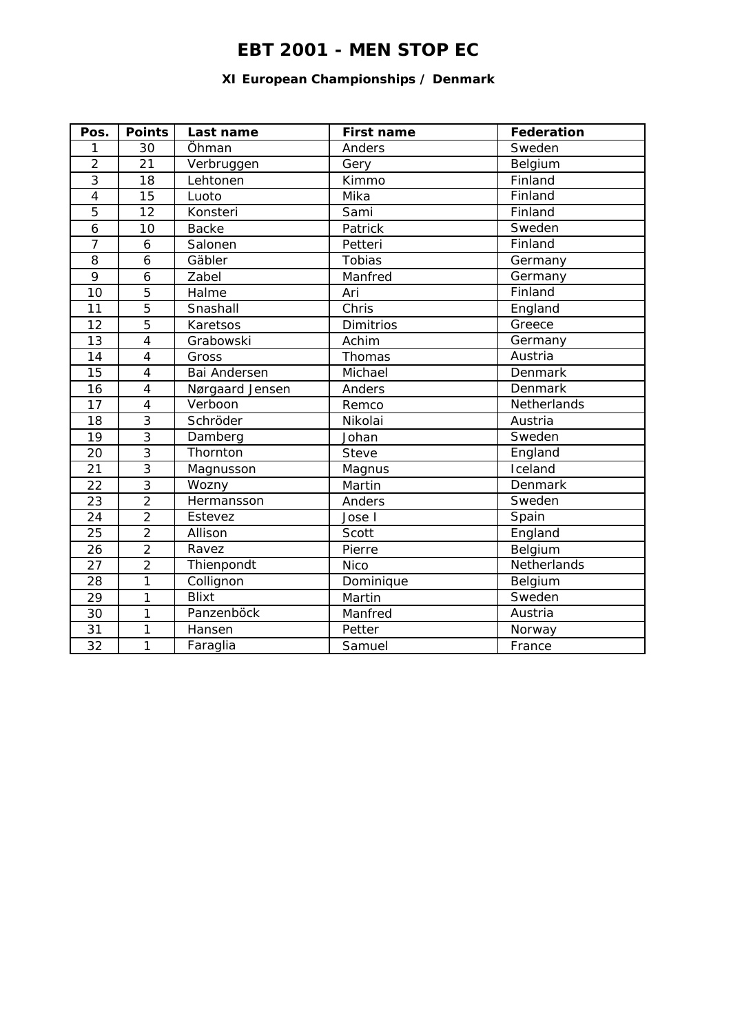# EBT 2001 - MEN STOP EC

### XI European Championships / Denmark

| Pos. | Points | Last name | First name | Federation |
|---|---|---|---|---|
| 1 | 30 | Öhman | Anders | Sweden |
| 2 | 21 | Verbruggen | Gery | Belgium |
| 3 | 18 | Lehtonen | Kimmo | Finland |
| 4 | 15 | Luoto | Mika | Finland |
| 5 | 12 | Konsteri | Sami | Finland |
| 6 | 10 | Backe | Patrick | Sweden |
| 7 | 6 | Salonen | Petteri | Finland |
| 8 | 6 | Gäbler | Tobias | Germany |
| 9 | 6 | Zabel | Manfred | Germany |
| 10 | 5 | Halme | Ari | Finland |
| 11 | 5 | Snashall | Chris | England |
| 12 | 5 | Karetsos | Dimitrios | Greece |
| 13 | 4 | Grabowski | Achim | Germany |
| 14 | 4 | Gross | Thomas | Austria |
| 15 | 4 | Bai Andersen | Michael | Denmark |
| 16 | 4 | Nørgaard Jensen | Anders | Denmark |
| 17 | 4 | Verboon | Remco | Netherlands |
| 18 | 3 | Schröder | Nikolai | Austria |
| 19 | 3 | Damberg | Johan | Sweden |
| 20 | 3 | Thornton | Steve | England |
| 21 | 3 | Magnusson | Magnus | Iceland |
| 22 | 3 | Wozny | Martin | Denmark |
| 23 | 2 | Hermansson | Anders | Sweden |
| 24 | 2 | Estevez | Jose I | Spain |
| 25 | 2 | Allison | Scott | England |
| 26 | 2 | Ravez | Pierre | Belgium |
| 27 | 2 | Thienpondt | Nico | Netherlands |
| 28 | 1 | Collignon | Dominique | Belgium |
| 29 | 1 | Blixt | Martin | Sweden |
| 30 | 1 | Panzenböck | Manfred | Austria |
| 31 | 1 | Hansen | Petter | Norway |
| 32 | 1 | Faraglia | Samuel | France |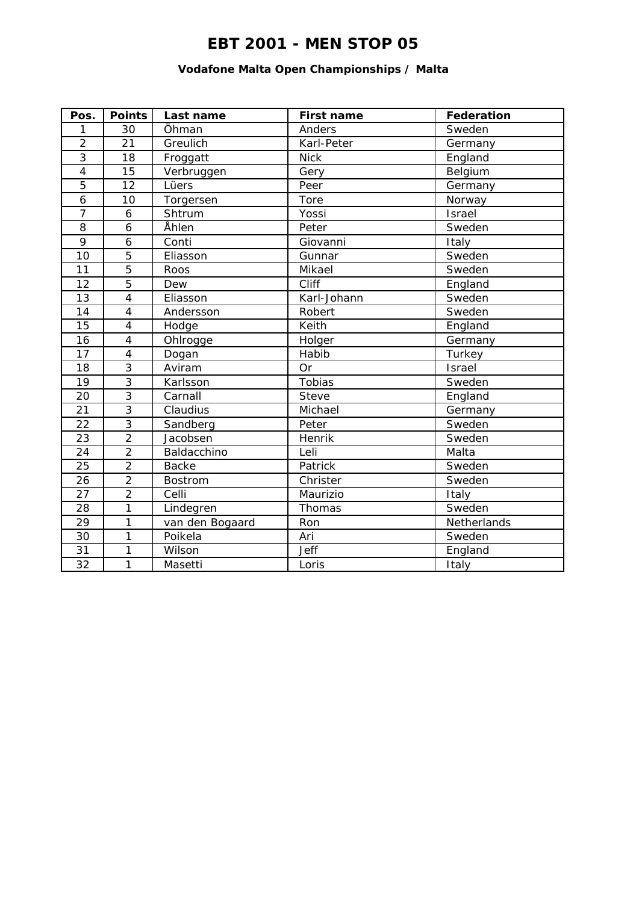# EBT 2001 - MEN STOP 05

### Vodafone Malta Open Championships / Malta

| Pos. | Points | Last name | First name | Federation |
|---|---|---|---|---|
| 1 | 30 | Öhman | Anders | Sweden |
| 2 | 21 | Greulich | Karl-Peter | Germany |
| 3 | 18 | Froggatt | Nick | England |
| 4 | 15 | Verbruggen | Gery | Belgium |
| 5 | 12 | Lüers | Peer | Germany |
| 6 | 10 | Torgersen | Tore | Norway |
| 7 | 6 | Shtrum | Yossi | Israel |
| 8 | 6 | Åhlen | Peter | Sweden |
| 9 | 6 | Conti | Giovanni | Italy |
| 10 | 5 | Eliasson | Gunnar | Sweden |
| 11 | 5 | Roos | Mikael | Sweden |
| 12 | 5 | Dew | Cliff | England |
| 13 | 4 | Eliasson | Karl-Johann | Sweden |
| 14 | 4 | Andersson | Robert | Sweden |
| 15 | 4 | Hodge | Keith | England |
| 16 | 4 | Ohlrogge | Holger | Germany |
| 17 | 4 | Dogan | Habib | Turkey |
| 18 | 3 | Aviram | Or | Israel |
| 19 | 3 | Karlsson | Tobias | Sweden |
| 20 | 3 | Carnall | Steve | England |
| 21 | 3 | Claudius | Michael | Germany |
| 22 | 3 | Sandberg | Peter | Sweden |
| 23 | 2 | Jacobsen | Henrik | Sweden |
| 24 | 2 | Baldacchino | Leli | Malta |
| 25 | 2 | Backe | Patrick | Sweden |
| 26 | 2 | Bostrom | Christer | Sweden |
| 27 | 2 | Celli | Maurizio | Italy |
| 28 | 1 | Lindegren | Thomas | Sweden |
| 29 | 1 | van den Bogaard | Ron | Netherlands |
| 30 | 1 | Poikela | Ari | Sweden |
| 31 | 1 | Wilson | Jeff | England |
| 32 | 1 | Masetti | Loris | Italy |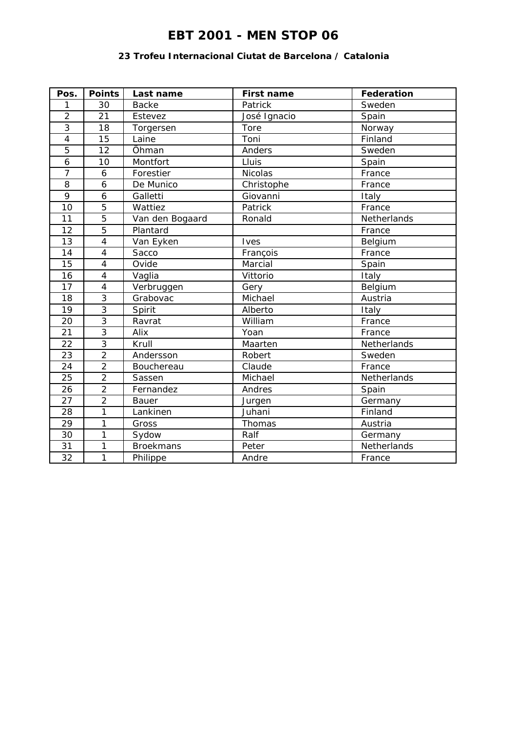# EBT 2001 - MEN STOP 06

### 23 Trofeu Internacional Ciutat de Barcelona / Catalonia

| Pos. | Points | Last name | First name | Federation |
|---|---|---|---|---|
| 1 | 30 | Backe | Patrick | Sweden |
| 2 | 21 | Estevez | José Ignacio | Spain |
| 3 | 18 | Torgersen | Tore | Norway |
| 4 | 15 | Laine | Toni | Finland |
| 5 | 12 | Öhman | Anders | Sweden |
| 6 | 10 | Montfort | Lluis | Spain |
| 7 | 6 | Forestier | Nicolas | France |
| 8 | 6 | De Munico | Christophe | France |
| 9 | 6 | Galletti | Giovanni | Italy |
| 10 | 5 | Wattiez | Patrick | France |
| 11 | 5 | Van den Bogaard | Ronald | Netherlands |
| 12 | 5 | Plantard | | France |
| 13 | 4 | Van Eyken | Ives | Belgium |
| 14 | 4 | Sacco | François | France |
| 15 | 4 | Ovide | Marcial | Spain |
| 16 | 4 | Vaglia | Vittorio | Italy |
| 17 | 4 | Verbruggen | Gery | Belgium |
| 18 | 3 | Grabovac | Michael | Austria |
| 19 | 3 | Spirit | Alberto | Italy |
| 20 | 3 | Ravrat | William | France |
| 21 | 3 | Alix | Yoan | France |
| 22 | 3 | Krull | Maarten | Netherlands |
| 23 | 2 | Andersson | Robert | Sweden |
| 24 | 2 | Bouchereau | Claude | France |
| 25 | 2 | Sassen | Michael | Netherlands |
| 26 | 2 | Fernandez | Andres | Spain |
| 27 | 2 | Bauer | Jurgen | Germany |
| 28 | 1 | Lankinen | Juhani | Finland |
| 29 | 1 | Gross | Thomas | Austria |
| 30 | 1 | Sydow | Ralf | Germany |
| 31 | 1 | Broekmans | Peter | Netherlands |
| 32 | 1 | Philippe | Andre | France |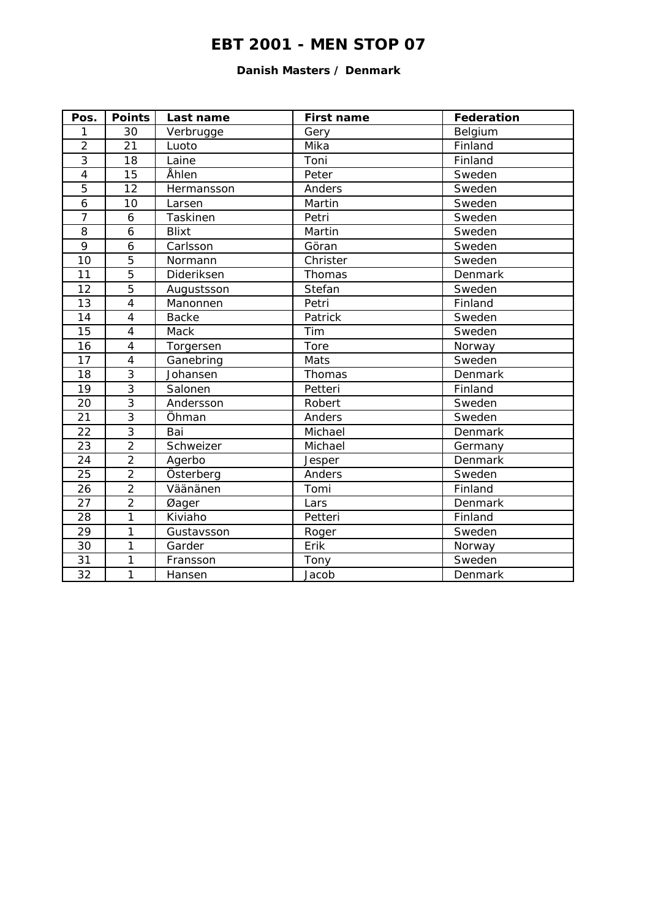# EBT 2001 - MEN STOP 07

**Danish Masters / Denmark**

| Pos. | Points | Last name | First name | Federation |
|---|---|---|---|---|
| 1 | 30 | Verbrugge | Gery | Belgium |
| 2 | 21 | Luoto | Mika | Finland |
| 3 | 18 | Laine | Toni | Finland |
| 4 | 15 | Åhlen | Peter | Sweden |
| 5 | 12 | Hermansson | Anders | Sweden |
| 6 | 10 | Larsen | Martin | Sweden |
| 7 | 6 | Taskinen | Petri | Sweden |
| 8 | 6 | Blixt | Martin | Sweden |
| 9 | 6 | Carlsson | Göran | Sweden |
| 10 | 5 | Normann | Christer | Sweden |
| 11 | 5 | Dideriksen | Thomas | Denmark |
| 12 | 5 | Augustsson | Stefan | Sweden |
| 13 | 4 | Manonnen | Petri | Finland |
| 14 | 4 | Backe | Patrick | Sweden |
| 15 | 4 | Mack | Tim | Sweden |
| 16 | 4 | Torgersen | Tore | Norway |
| 17 | 4 | Ganebring | Mats | Sweden |
| 18 | 3 | Johansen | Thomas | Denmark |
| 19 | 3 | Salonen | Petteri | Finland |
| 20 | 3 | Andersson | Robert | Sweden |
| 21 | 3 | Öhman | Anders | Sweden |
| 22 | 3 | Bai | Michael | Denmark |
| 23 | 2 | Schweizer | Michael | Germany |
| 24 | 2 | Agerbo | Jesper | Denmark |
| 25 | 2 | Österberg | Anders | Sweden |
| 26 | 2 | Väänänen | Tomi | Finland |
| 27 | 2 | Øager | Lars | Denmark |
| 28 | 1 | Kiviaho | Petteri | Finland |
| 29 | 1 | Gustavsson | Roger | Sweden |
| 30 | 1 | Garder | Erik | Norway |
| 31 | 1 | Fransson | Tony | Sweden |
| 32 | 1 | Hansen | Jacob | Denmark |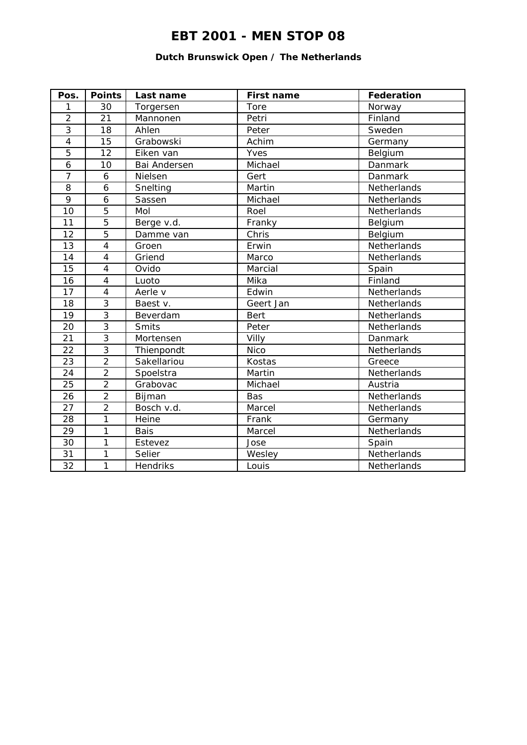# EBT 2001 - MEN STOP 08

### Dutch Brunswick Open / The Netherlands

| Pos. | Points | Last name | First name | Federation |
|---|---|---|---|---|
| 1 | 30 | Torgersen | Tore | Norway |
| 2 | 21 | Mannonen | Petri | Finland |
| 3 | 18 | Ahlen | Peter | Sweden |
| 4 | 15 | Grabowski | Achim | Germany |
| 5 | 12 | Eiken van | Yves | Belgium |
| 6 | 10 | Bai Andersen | Michael | Danmark |
| 7 | 6 | Nielsen | Gert | Danmark |
| 8 | 6 | Snelting | Martin | Netherlands |
| 9 | 6 | Sassen | Michael | Netherlands |
| 10 | 5 | Mol | Roel | Netherlands |
| 11 | 5 | Berge v.d. | Franky | Belgium |
| 12 | 5 | Damme van | Chris | Belgium |
| 13 | 4 | Groen | Erwin | Netherlands |
| 14 | 4 | Griend | Marco | Netherlands |
| 15 | 4 | Ovido | Marcial | Spain |
| 16 | 4 | Luoto | Mika | Finland |
| 17 | 4 | Aerle v | Edwin | Netherlands |
| 18 | 3 | Baest v. | Geert Jan | Netherlands |
| 19 | 3 | Beverdam | Bert | Netherlands |
| 20 | 3 | Smits | Peter | Netherlands |
| 21 | 3 | Mortensen | Villy | Danmark |
| 22 | 3 | Thienpondt | Nico | Netherlands |
| 23 | 2 | Sakellariou | Kostas | Greece |
| 24 | 2 | Spoelstra | Martin | Netherlands |
| 25 | 2 | Grabovac | Michael | Austria |
| 26 | 2 | Bijman | Bas | Netherlands |
| 27 | 2 | Bosch v.d. | Marcel | Netherlands |
| 28 | 1 | Heine | Frank | Germany |
| 29 | 1 | Bais | Marcel | Netherlands |
| 30 | 1 | Estevez | Jose | Spain |
| 31 | 1 | Selier | Wesley | Netherlands |
| 32 | 1 | Hendriks | Louis | Netherlands |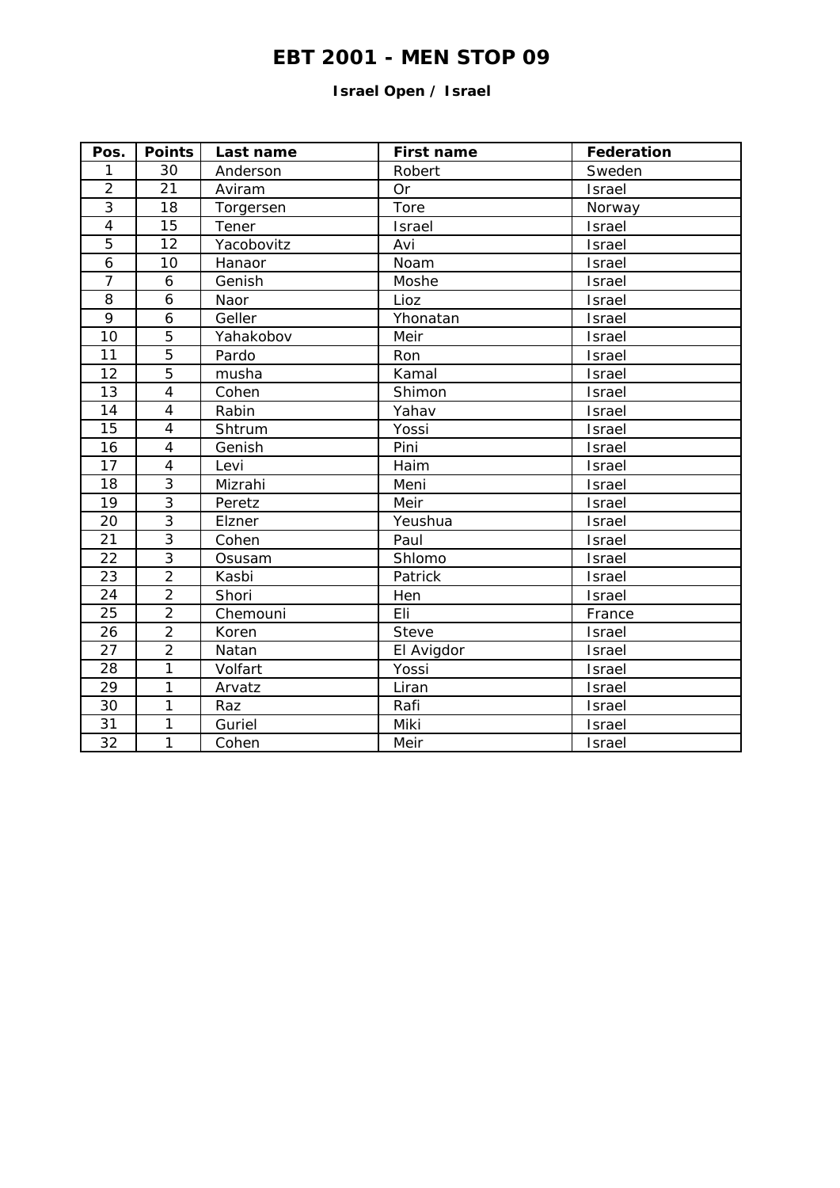# EBT 2001 - MEN STOP 09

**Israel Open / Israel**

| Pos. | Points | Last name | First name | Federation |
|---|---|---|---|---|
| 1 | 30 | Anderson | Robert | Sweden |
| 2 | 21 | Aviram | Or | Israel |
| 3 | 18 | Torgersen | Tore | Norway |
| 4 | 15 | Tener | Israel | Israel |
| 5 | 12 | Yacobovitz | Avi | Israel |
| 6 | 10 | Hanaor | Noam | Israel |
| 7 | 6 | Genish | Moshe | Israel |
| 8 | 6 | Naor | Lioz | Israel |
| 9 | 6 | Geller | Yhonatan | Israel |
| 10 | 5 | Yahakobov | Meir | Israel |
| 11 | 5 | Pardo | Ron | Israel |
| 12 | 5 | musha | Kamal | Israel |
| 13 | 4 | Cohen | Shimon | Israel |
| 14 | 4 | Rabin | Yahav | Israel |
| 15 | 4 | Shtrum | Yossi | Israel |
| 16 | 4 | Genish | Pini | Israel |
| 17 | 4 | Levi | Haim | Israel |
| 18 | 3 | Mizrahi | Meni | Israel |
| 19 | 3 | Peretz | Meir | Israel |
| 20 | 3 | Elzner | Yeushua | Israel |
| 21 | 3 | Cohen | Paul | Israel |
| 22 | 3 | Osusam | Shlomo | Israel |
| 23 | 2 | Kasbi | Patrick | Israel |
| 24 | 2 | Shori | Hen | Israel |
| 25 | 2 | Chemouni | Eli | France |
| 26 | 2 | Koren | Steve | Israel |
| 27 | 2 | Natan | El Avigdor | Israel |
| 28 | 1 | Volfart | Yossi | Israel |
| 29 | 1 | Arvatz | Liran | Israel |
| 30 | 1 | Raz | Rafi | Israel |
| 31 | 1 | Guriel | Miki | Israel |
| 32 | 1 | Cohen | Meir | Israel |